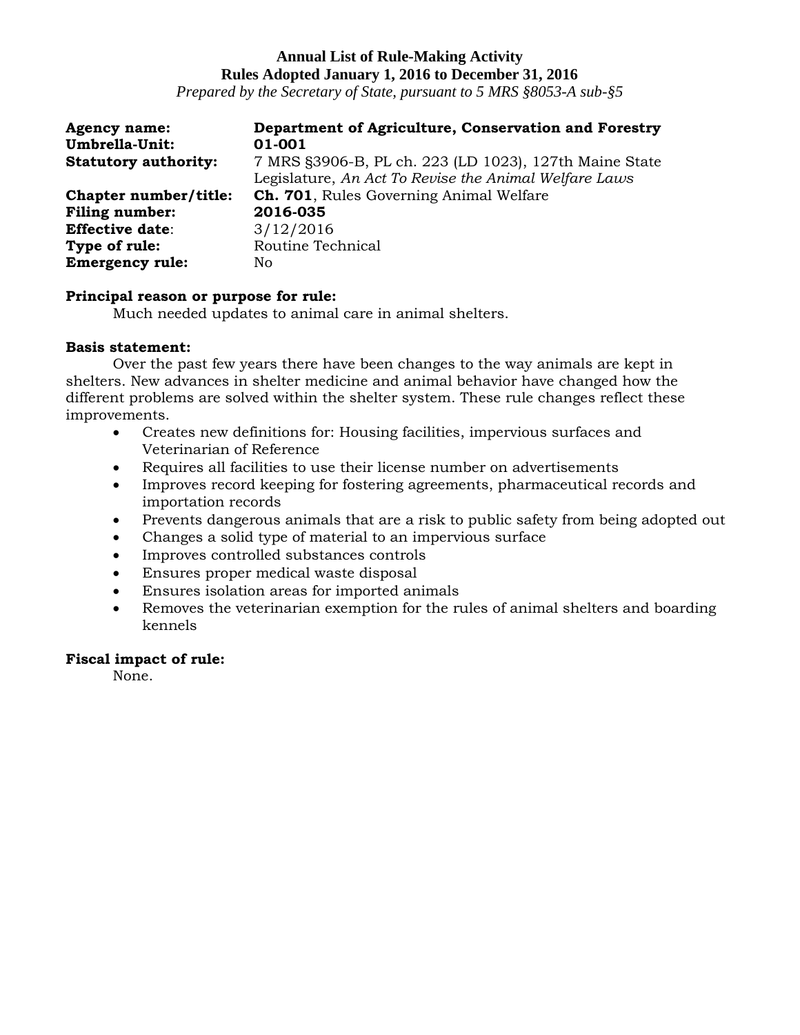**Annual List of Rule-Making Activity**
**Rules Adopted January 1, 2016 to December 31, 2016**
*Prepared by the Secretary of State, pursuant to 5 MRS §8053-A sub-§5*

**Agency name:** **Department of Agriculture, Conservation and Forestry**
**Umbrella-Unit:** **01-001**
**Statutory authority:** 7 MRS §3906-B, PL ch. 223 (LD 1023), 127th Maine State Legislature, *An Act To Revise the Animal Welfare Laws*
**Chapter number/title:** **Ch. 701**, Rules Governing Animal Welfare
**Filing number:** **2016-035**
**Effective date**: 3/12/2016
**Type of rule:** Routine Technical
**Emergency rule:** No

**Principal reason or purpose for rule:**
Much needed updates to animal care in animal shelters.

**Basis statement:**
Over the past few years there have been changes to the way animals are kept in shelters. New advances in shelter medicine and animal behavior have changed how the different problems are solved within the shelter system. These rule changes reflect these improvements.

- Creates new definitions for: Housing facilities, impervious surfaces and Veterinarian of Reference
- Requires all facilities to use their license number on advertisements
- Improves record keeping for fostering agreements, pharmaceutical records and importation records
- Prevents dangerous animals that are a risk to public safety from being adopted out
- Changes a solid type of material to an impervious surface
- Improves controlled substances controls
- Ensures proper medical waste disposal
- Ensures isolation areas for imported animals
- Removes the veterinarian exemption for the rules of animal shelters and boarding kennels

**Fiscal impact of rule:**
None.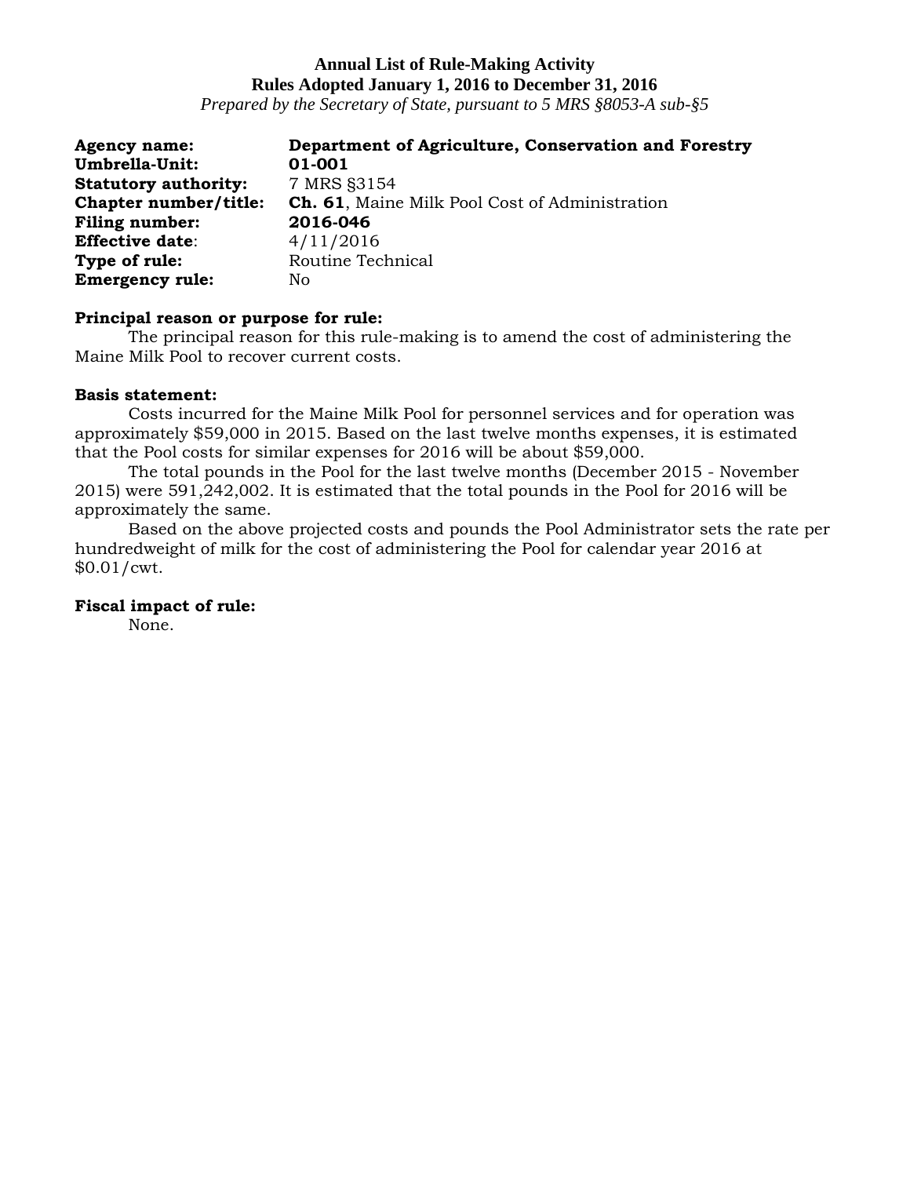**Annual List of Rule-Making Activity**
**Rules Adopted January 1, 2016 to December 31, 2016**
*Prepared by the Secretary of State, pursuant to 5 MRS §8053-A sub-§5*

**Agency name:** **Department of Agriculture, Conservation and Forestry**
**Umbrella-Unit:** **01-001**
**Statutory authority:** 7 MRS §3154
**Chapter number/title:** **Ch. 61**, Maine Milk Pool Cost of Administration
**Filing number:** **2016-046**
**Effective date**: 4/11/2016
**Type of rule:** Routine Technical
**Emergency rule:** No

**Principal reason or purpose for rule:**

The principal reason for this rule-making is to amend the cost of administering the Maine Milk Pool to recover current costs.

**Basis statement:**

Costs incurred for the Maine Milk Pool for personnel services and for operation was approximately $59,000 in 2015. Based on the last twelve months expenses, it is estimated that the Pool costs for similar expenses for 2016 will be about $59,000.

The total pounds in the Pool for the last twelve months (December 2015 - November 2015) were 591,242,002. It is estimated that the total pounds in the Pool for 2016 will be approximately the same.

Based on the above projected costs and pounds the Pool Administrator sets the rate per hundredweight of milk for the cost of administering the Pool for calendar year 2016 at $0.01/cwt.

**Fiscal impact of rule:**

None.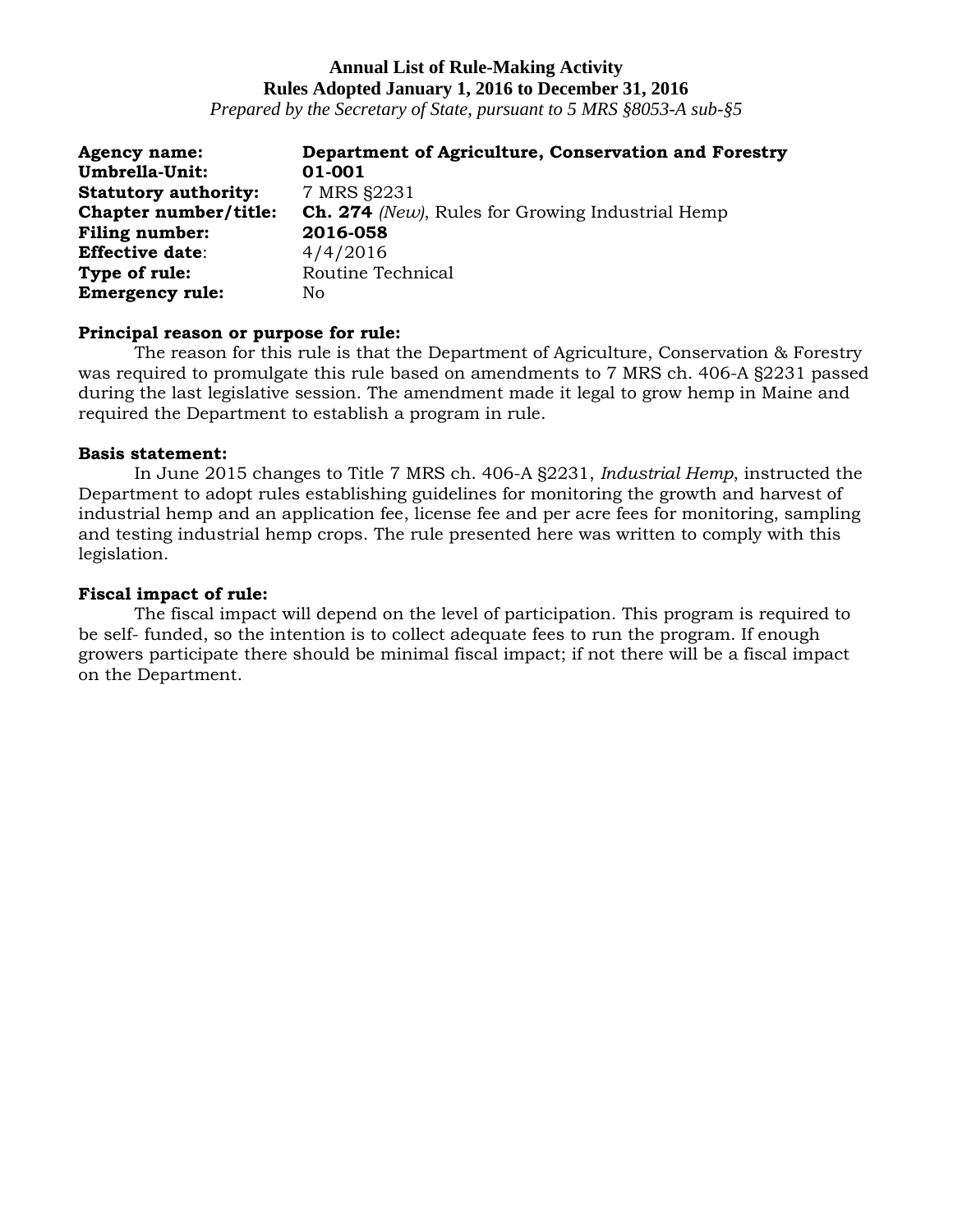**Annual List of Rule-Making Activity**
**Rules Adopted January 1, 2016 to December 31, 2016**
*Prepared by the Secretary of State, pursuant to 5 MRS §8053-A sub-§5*

**Agency name:** **Department of Agriculture, Conservation and Forestry**
**Umbrella-Unit:** **01-001**
**Statutory authority:** 7 MRS §2231
**Chapter number/title:** **Ch. 274** *(New)*, Rules for Growing Industrial Hemp
**Filing number:** **2016-058**
**Effective date**: 4/4/2016
**Type of rule:** Routine Technical
**Emergency rule:** No

**Principal reason or purpose for rule:**
The reason for this rule is that the Department of Agriculture, Conservation & Forestry was required to promulgate this rule based on amendments to 7 MRS ch. 406-A §2231 passed during the last legislative session. The amendment made it legal to grow hemp in Maine and required the Department to establish a program in rule.

**Basis statement:**
In June 2015 changes to Title 7 MRS ch. 406-A §2231, *Industrial Hemp*, instructed the Department to adopt rules establishing guidelines for monitoring the growth and harvest of industrial hemp and an application fee, license fee and per acre fees for monitoring, sampling and testing industrial hemp crops. The rule presented here was written to comply with this legislation.

**Fiscal impact of rule:**
The fiscal impact will depend on the level of participation. This program is required to be self- funded, so the intention is to collect adequate fees to run the program. If enough growers participate there should be minimal fiscal impact; if not there will be a fiscal impact on the Department.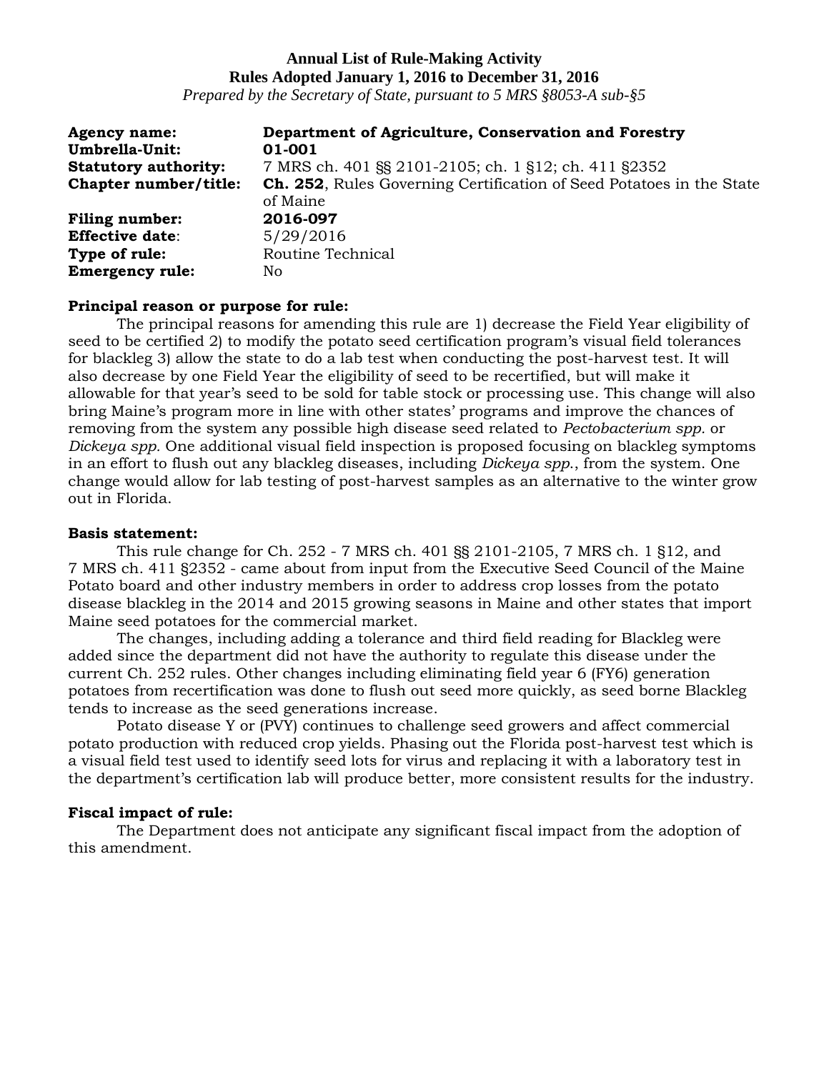**Annual List of Rule-Making Activity**
**Rules Adopted January 1, 2016 to December 31, 2016**
*Prepared by the Secretary of State, pursuant to 5 MRS §8053-A sub-§5*

| | |
|---|---|
| **Agency name:** | **Department of Agriculture, Conservation and Forestry** |
| **Umbrella-Unit:** | **01-001** |
| **Statutory authority:** | 7 MRS ch. 401 §§ 2101-2105; ch. 1 §12; ch. 411 §2352 |
| **Chapter number/title:** | **Ch. 252**, Rules Governing Certification of Seed Potatoes in the State of Maine |
| **Filing number:** | **2016-097** |
| **Effective date**: | 5/29/2016 |
| **Type of rule:** | Routine Technical |
| **Emergency rule:** | No |

**Principal reason or purpose for rule:**

The principal reasons for amending this rule are 1) decrease the Field Year eligibility of seed to be certified 2) to modify the potato seed certification program's visual field tolerances for blackleg 3) allow the state to do a lab test when conducting the post-harvest test. It will also decrease by one Field Year the eligibility of seed to be recertified, but will make it allowable for that year's seed to be sold for table stock or processing use. This change will also bring Maine's program more in line with other states' programs and improve the chances of removing from the system any possible high disease seed related to *Pectobacterium spp.* or *Dickeya spp.* One additional visual field inspection is proposed focusing on blackleg symptoms in an effort to flush out any blackleg diseases, including *Dickeya spp.*, from the system. One change would allow for lab testing of post-harvest samples as an alternative to the winter grow out in Florida.

**Basis statement:**

This rule change for Ch. 252 - 7 MRS ch. 401 §§ 2101-2105, 7 MRS ch. 1 §12, and 7 MRS ch. 411 §2352 - came about from input from the Executive Seed Council of the Maine Potato board and other industry members in order to address crop losses from the potato disease blackleg in the 2014 and 2015 growing seasons in Maine and other states that import Maine seed potatoes for the commercial market.

The changes, including adding a tolerance and third field reading for Blackleg were added since the department did not have the authority to regulate this disease under the current Ch. 252 rules. Other changes including eliminating field year 6 (FY6) generation potatoes from recertification was done to flush out seed more quickly, as seed borne Blackleg tends to increase as the seed generations increase.

Potato disease Y or (PVY) continues to challenge seed growers and affect commercial potato production with reduced crop yields. Phasing out the Florida post-harvest test which is a visual field test used to identify seed lots for virus and replacing it with a laboratory test in the department's certification lab will produce better, more consistent results for the industry.

**Fiscal impact of rule:**

The Department does not anticipate any significant fiscal impact from the adoption of this amendment.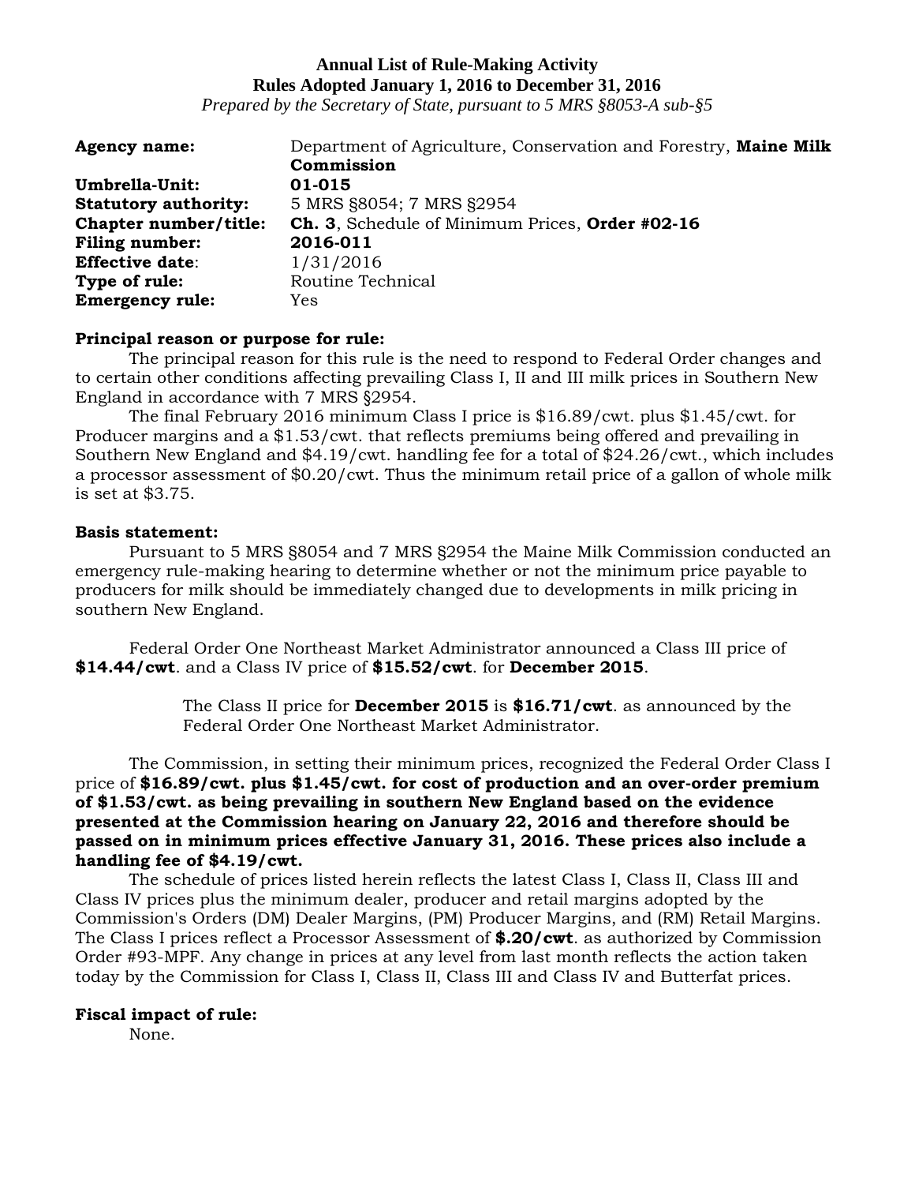**Annual List of Rule-Making Activity**
**Rules Adopted January 1, 2016 to December 31, 2016**
*Prepared by the Secretary of State, pursuant to 5 MRS §8053-A sub-§5*

**Agency name:** Department of Agriculture, Conservation and Forestry, **Maine Milk Commission**
**Umbrella-Unit:** **01-015**
**Statutory authority:** 5 MRS §8054; 7 MRS §2954
**Chapter number/title:** **Ch. 3**, Schedule of Minimum Prices, **Order #02-16**
**Filing number:** **2016-011**
**Effective date**: 1/31/2016
**Type of rule:** Routine Technical
**Emergency rule:** Yes

**Principal reason or purpose for rule:**

The principal reason for this rule is the need to respond to Federal Order changes and to certain other conditions affecting prevailing Class I, II and III milk prices in Southern New England in accordance with 7 MRS §2954.

The final February 2016 minimum Class I price is $16.89/cwt. plus $1.45/cwt. for Producer margins and a $1.53/cwt. that reflects premiums being offered and prevailing in Southern New England and $4.19/cwt. handling fee for a total of $24.26/cwt., which includes a processor assessment of $0.20/cwt. Thus the minimum retail price of a gallon of whole milk is set at $3.75.

**Basis statement:**

Pursuant to 5 MRS §8054 and 7 MRS §2954 the Maine Milk Commission conducted an emergency rule-making hearing to determine whether or not the minimum price payable to producers for milk should be immediately changed due to developments in milk pricing in southern New England.

Federal Order One Northeast Market Administrator announced a Class III price of **$14.44/cwt**. and a Class IV price of **$15.52/cwt**. for **December 2015**.

The Class II price for **December 2015** is **$16.71/cwt**. as announced by the Federal Order One Northeast Market Administrator.

The Commission, in setting their minimum prices, recognized the Federal Order Class I price of **$16.89/cwt. plus $1.45/cwt. for cost of production and an over-order premium of $1.53/cwt. as being prevailing in southern New England based on the evidence presented at the Commission hearing on January 22, 2016 and therefore should be passed on in minimum prices effective January 31, 2016. These prices also include a handling fee of $4.19/cwt.**

The schedule of prices listed herein reflects the latest Class I, Class II, Class III and Class IV prices plus the minimum dealer, producer and retail margins adopted by the Commission's Orders (DM) Dealer Margins, (PM) Producer Margins, and (RM) Retail Margins. The Class I prices reflect a Processor Assessment of **$.20/cwt**. as authorized by Commission Order #93-MPF. Any change in prices at any level from last month reflects the action taken today by the Commission for Class I, Class II, Class III and Class IV and Butterfat prices.

**Fiscal impact of rule:**

None.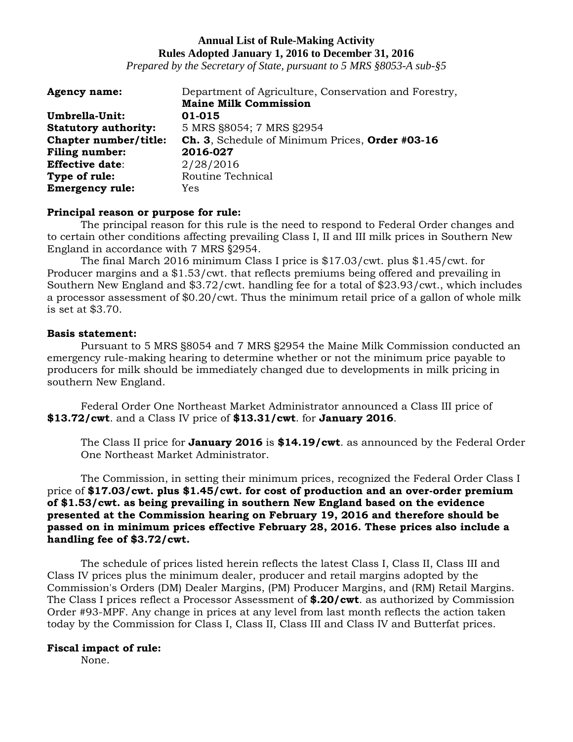**Annual List of Rule-Making Activity**
**Rules Adopted January 1, 2016 to December 31, 2016**
*Prepared by the Secretary of State, pursuant to 5 MRS §8053-A sub-§5*

**Agency name:** Department of Agriculture, Conservation and Forestry, **Maine Milk Commission**
**Umbrella-Unit:** **01-015**
**Statutory authority:** 5 MRS §8054; 7 MRS §2954
**Chapter number/title:** **Ch. 3**, Schedule of Minimum Prices, **Order #03-16**
**Filing number:** **2016-027**
**Effective date**: 2/28/2016
**Type of rule:** Routine Technical
**Emergency rule:** Yes

**Principal reason or purpose for rule:**

The principal reason for this rule is the need to respond to Federal Order changes and to certain other conditions affecting prevailing Class I, II and III milk prices in Southern New England in accordance with 7 MRS §2954.

The final March 2016 minimum Class I price is $17.03/cwt. plus $1.45/cwt. for Producer margins and a $1.53/cwt. that reflects premiums being offered and prevailing in Southern New England and $3.72/cwt. handling fee for a total of $23.93/cwt., which includes a processor assessment of $0.20/cwt. Thus the minimum retail price of a gallon of whole milk is set at $3.70.

**Basis statement:**

Pursuant to 5 MRS §8054 and 7 MRS §2954 the Maine Milk Commission conducted an emergency rule-making hearing to determine whether or not the minimum price payable to producers for milk should be immediately changed due to developments in milk pricing in southern New England.

Federal Order One Northeast Market Administrator announced a Class III price of **$13.72/cwt**. and a Class IV price of **$13.31/cwt**. for **January 2016**.

The Class II price for **January 2016** is **$14.19/cwt**. as announced by the Federal Order One Northeast Market Administrator.

The Commission, in setting their minimum prices, recognized the Federal Order Class I price of **$17.03/cwt. plus $1.45/cwt. for cost of production and an over-order premium of $1.53/cwt. as being prevailing in southern New England based on the evidence presented at the Commission hearing on February 19, 2016 and therefore should be passed on in minimum prices effective February 28, 2016. These prices also include a handling fee of $3.72/cwt.**

The schedule of prices listed herein reflects the latest Class I, Class II, Class III and Class IV prices plus the minimum dealer, producer and retail margins adopted by the Commission's Orders (DM) Dealer Margins, (PM) Producer Margins, and (RM) Retail Margins. The Class I prices reflect a Processor Assessment of **$.20/cwt**. as authorized by Commission Order #93-MPF. Any change in prices at any level from last month reflects the action taken today by the Commission for Class I, Class II, Class III and Class IV and Butterfat prices.

**Fiscal impact of rule:**

None.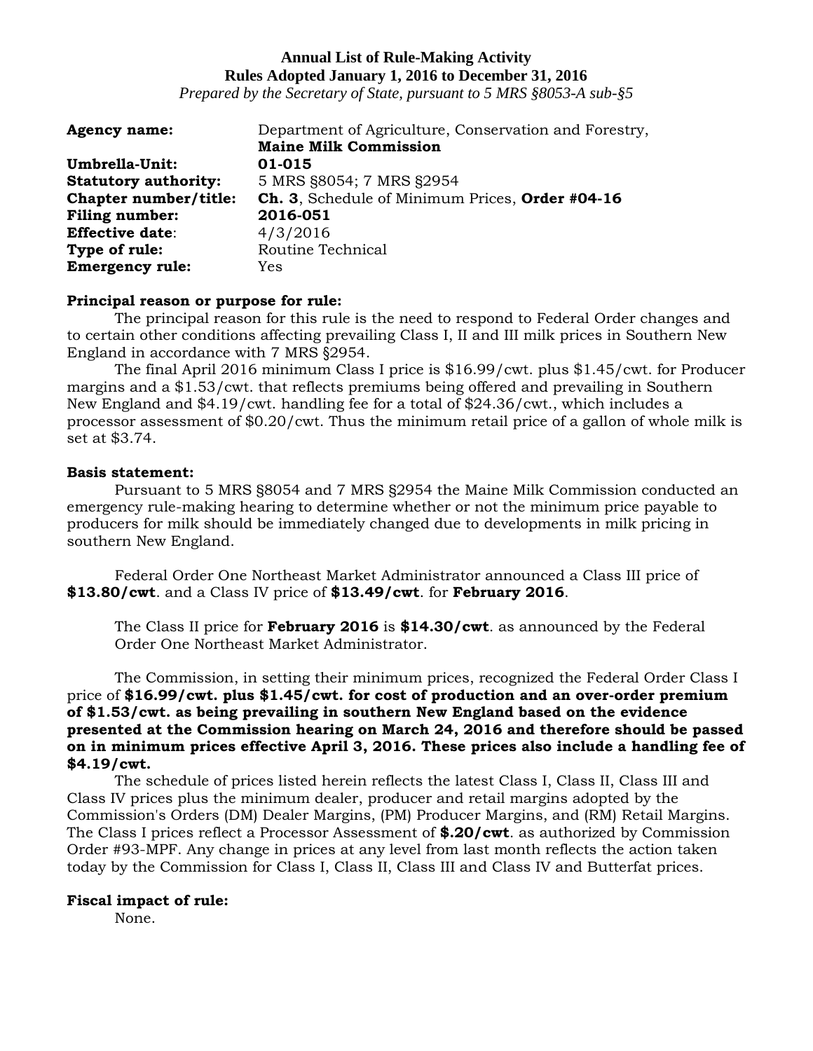**Annual List of Rule-Making Activity**
**Rules Adopted January 1, 2016 to December 31, 2016**
*Prepared by the Secretary of State, pursuant to 5 MRS §8053-A sub-§5*

**Agency name:** Department of Agriculture, Conservation and Forestry, **Maine Milk Commission**
**Umbrella-Unit:** **01-015**
**Statutory authority:** 5 MRS §8054; 7 MRS §2954
**Chapter number/title:** **Ch. 3**, Schedule of Minimum Prices, **Order #04-16**
**Filing number:** **2016-051**
**Effective date**: 4/3/2016
**Type of rule:** Routine Technical
**Emergency rule:** Yes

**Principal reason or purpose for rule:**

The principal reason for this rule is the need to respond to Federal Order changes and to certain other conditions affecting prevailing Class I, II and III milk prices in Southern New England in accordance with 7 MRS §2954.

The final April 2016 minimum Class I price is $16.99/cwt. plus $1.45/cwt. for Producer margins and a $1.53/cwt. that reflects premiums being offered and prevailing in Southern New England and $4.19/cwt. handling fee for a total of $24.36/cwt., which includes a processor assessment of $0.20/cwt. Thus the minimum retail price of a gallon of whole milk is set at $3.74.

**Basis statement:**

Pursuant to 5 MRS §8054 and 7 MRS §2954 the Maine Milk Commission conducted an emergency rule-making hearing to determine whether or not the minimum price payable to producers for milk should be immediately changed due to developments in milk pricing in southern New England.

Federal Order One Northeast Market Administrator announced a Class III price of **$13.80/cwt**. and a Class IV price of **$13.49/cwt**. for **February 2016**.

The Class II price for **February 2016** is **$14.30/cwt**. as announced by the Federal Order One Northeast Market Administrator.

The Commission, in setting their minimum prices, recognized the Federal Order Class I price of **$16.99/cwt. plus $1.45/cwt. for cost of production and an over-order premium of $1.53/cwt. as being prevailing in southern New England based on the evidence presented at the Commission hearing on March 24, 2016 and therefore should be passed on in minimum prices effective April 3, 2016. These prices also include a handling fee of $4.19/cwt.**

The schedule of prices listed herein reflects the latest Class I, Class II, Class III and Class IV prices plus the minimum dealer, producer and retail margins adopted by the Commission's Orders (DM) Dealer Margins, (PM) Producer Margins, and (RM) Retail Margins. The Class I prices reflect a Processor Assessment of **$.20/cwt**. as authorized by Commission Order #93-MPF. Any change in prices at any level from last month reflects the action taken today by the Commission for Class I, Class II, Class III and Class IV and Butterfat prices.

**Fiscal impact of rule:**

None.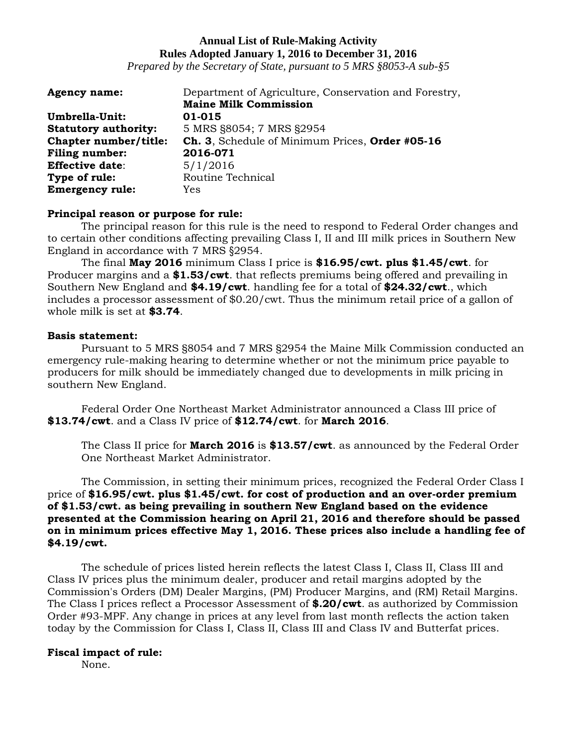**Annual List of Rule-Making Activity**
**Rules Adopted January 1, 2016 to December 31, 2016**
*Prepared by the Secretary of State, pursuant to 5 MRS §8053-A sub-§5*

**Agency name:** Department of Agriculture, Conservation and Forestry, **Maine Milk Commission**
**Umbrella-Unit:** **01-015**
**Statutory authority:** 5 MRS §8054; 7 MRS §2954
**Chapter number/title:** **Ch. 3**, Schedule of Minimum Prices, **Order #05-16**
**Filing number:** **2016-071**
**Effective date**: 5/1/2016
**Type of rule:** Routine Technical
**Emergency rule:** Yes

**Principal reason or purpose for rule:**

The principal reason for this rule is the need to respond to Federal Order changes and to certain other conditions affecting prevailing Class I, II and III milk prices in Southern New England in accordance with 7 MRS §2954.

The final **May 2016** minimum Class I price is **$16.95/cwt. plus $1.45/cwt**. for Producer margins and a **$1.53/cwt**. that reflects premiums being offered and prevailing in Southern New England and **$4.19/cwt**. handling fee for a total of **$24.32/cwt**., which includes a processor assessment of $0.20/cwt. Thus the minimum retail price of a gallon of whole milk is set at **$3.74**.

**Basis statement:**

Pursuant to 5 MRS §8054 and 7 MRS §2954 the Maine Milk Commission conducted an emergency rule-making hearing to determine whether or not the minimum price payable to producers for milk should be immediately changed due to developments in milk pricing in southern New England.

Federal Order One Northeast Market Administrator announced a Class III price of **$13.74/cwt**. and a Class IV price of **$12.74/cwt**. for **March 2016**.

The Class II price for **March 2016** is **$13.57/cwt**. as announced by the Federal Order One Northeast Market Administrator.

The Commission, in setting their minimum prices, recognized the Federal Order Class I price of **$16.95/cwt. plus $1.45/cwt. for cost of production and an over-order premium of $1.53/cwt. as being prevailing in southern New England based on the evidence presented at the Commission hearing on April 21, 2016 and therefore should be passed on in minimum prices effective May 1, 2016. These prices also include a handling fee of $4.19/cwt.**

The schedule of prices listed herein reflects the latest Class I, Class II, Class III and Class IV prices plus the minimum dealer, producer and retail margins adopted by the Commission's Orders (DM) Dealer Margins, (PM) Producer Margins, and (RM) Retail Margins. The Class I prices reflect a Processor Assessment of **$.20/cwt**. as authorized by Commission Order #93-MPF. Any change in prices at any level from last month reflects the action taken today by the Commission for Class I, Class II, Class III and Class IV and Butterfat prices.

**Fiscal impact of rule:**

None.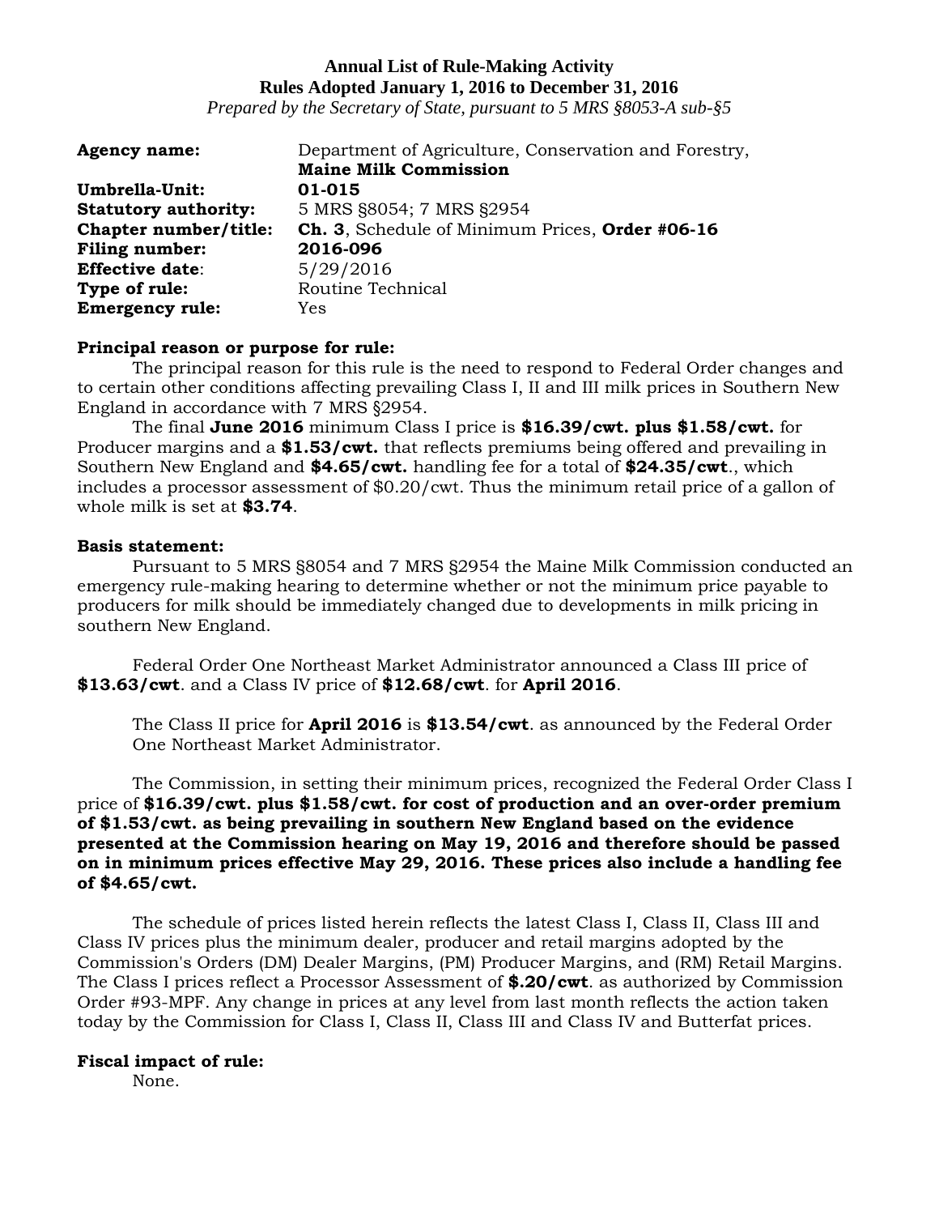**Annual List of Rule-Making Activity**
**Rules Adopted January 1, 2016 to December 31, 2016**
*Prepared by the Secretary of State, pursuant to 5 MRS §8053-A sub-§5*

| | |
|---|---|
| **Agency name:** | Department of Agriculture, Conservation and Forestry, **Maine Milk Commission** |
| **Umbrella-Unit:** | **01-015** |
| **Statutory authority:** | 5 MRS §8054; 7 MRS §2954 |
| **Chapter number/title:** | **Ch. 3**, Schedule of Minimum Prices, **Order #06-16** |
| **Filing number:** | **2016-096** |
| **Effective date**: | 5/29/2016 |
| **Type of rule:** | Routine Technical |
| **Emergency rule:** | Yes |

**Principal reason or purpose for rule:**

The principal reason for this rule is the need to respond to Federal Order changes and to certain other conditions affecting prevailing Class I, II and III milk prices in Southern New England in accordance with 7 MRS §2954.

The final **June 2016** minimum Class I price is **$16.39/cwt. plus $1.58/cwt.** for Producer margins and a **$1.53/cwt.** that reflects premiums being offered and prevailing in Southern New England and **$4.65/cwt.** handling fee for a total of **$24.35/cwt**., which includes a processor assessment of $0.20/cwt. Thus the minimum retail price of a gallon of whole milk is set at **$3.74**.

**Basis statement:**

Pursuant to 5 MRS §8054 and 7 MRS §2954 the Maine Milk Commission conducted an emergency rule-making hearing to determine whether or not the minimum price payable to producers for milk should be immediately changed due to developments in milk pricing in southern New England.

Federal Order One Northeast Market Administrator announced a Class III price of **$13.63/cwt**. and a Class IV price of **$12.68/cwt**. for **April 2016**.

The Class II price for **April 2016** is **$13.54/cwt**. as announced by the Federal Order One Northeast Market Administrator.

The Commission, in setting their minimum prices, recognized the Federal Order Class I price of **$16.39/cwt. plus $1.58/cwt. for cost of production and an over-order premium of $1.53/cwt. as being prevailing in southern New England based on the evidence presented at the Commission hearing on May 19, 2016 and therefore should be passed on in minimum prices effective May 29, 2016. These prices also include a handling fee of $4.65/cwt.**

The schedule of prices listed herein reflects the latest Class I, Class II, Class III and Class IV prices plus the minimum dealer, producer and retail margins adopted by the Commission's Orders (DM) Dealer Margins, (PM) Producer Margins, and (RM) Retail Margins. The Class I prices reflect a Processor Assessment of **$.20/cwt**. as authorized by Commission Order #93-MPF. Any change in prices at any level from last month reflects the action taken today by the Commission for Class I, Class II, Class III and Class IV and Butterfat prices.

**Fiscal impact of rule:**

None.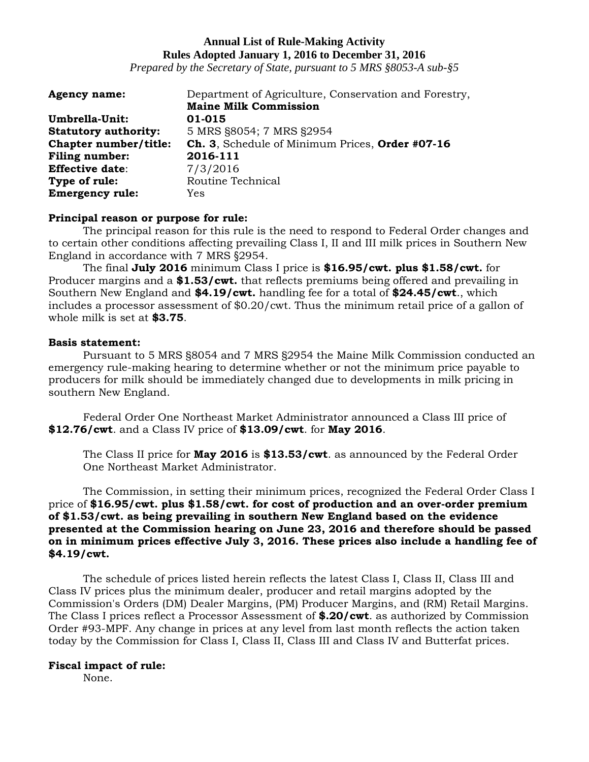**Annual List of Rule-Making Activity**
**Rules Adopted January 1, 2016 to December 31, 2016**
*Prepared by the Secretary of State, pursuant to 5 MRS §8053-A sub-§5*

| | |
|---|---|
| **Agency name:** | Department of Agriculture, Conservation and Forestry, **Maine Milk Commission** |
| **Umbrella-Unit:** | **01-015** |
| **Statutory authority:** | 5 MRS §8054; 7 MRS §2954 |
| **Chapter number/title:** | **Ch. 3**, Schedule of Minimum Prices, **Order #07-16** |
| **Filing number:** | **2016-111** |
| **Effective date**: | 7/3/2016 |
| **Type of rule:** | Routine Technical |
| **Emergency rule:** | Yes |

**Principal reason or purpose for rule:**

The principal reason for this rule is the need to respond to Federal Order changes and to certain other conditions affecting prevailing Class I, II and III milk prices in Southern New England in accordance with 7 MRS §2954.

The final **July 2016** minimum Class I price is **$16.95/cwt. plus $1.58/cwt.** for Producer margins and a **$1.53/cwt.** that reflects premiums being offered and prevailing in Southern New England and **$4.19/cwt.** handling fee for a total of **$24.45/cwt**., which includes a processor assessment of $0.20/cwt. Thus the minimum retail price of a gallon of whole milk is set at **$3.75**.

**Basis statement:**

Pursuant to 5 MRS §8054 and 7 MRS §2954 the Maine Milk Commission conducted an emergency rule-making hearing to determine whether or not the minimum price payable to producers for milk should be immediately changed due to developments in milk pricing in southern New England.

Federal Order One Northeast Market Administrator announced a Class III price of **$12.76/cwt**. and a Class IV price of **$13.09/cwt**. for **May 2016**.

The Class II price for **May 2016** is **$13.53/cwt**. as announced by the Federal Order One Northeast Market Administrator.

The Commission, in setting their minimum prices, recognized the Federal Order Class I price of **$16.95/cwt. plus $1.58/cwt. for cost of production and an over-order premium of $1.53/cwt. as being prevailing in southern New England based on the evidence presented at the Commission hearing on June 23, 2016 and therefore should be passed on in minimum prices effective July 3, 2016. These prices also include a handling fee of $4.19/cwt.**

The schedule of prices listed herein reflects the latest Class I, Class II, Class III and Class IV prices plus the minimum dealer, producer and retail margins adopted by the Commission's Orders (DM) Dealer Margins, (PM) Producer Margins, and (RM) Retail Margins. The Class I prices reflect a Processor Assessment of **$.20/cwt**. as authorized by Commission Order #93-MPF. Any change in prices at any level from last month reflects the action taken today by the Commission for Class I, Class II, Class III and Class IV and Butterfat prices.

**Fiscal impact of rule:**

None.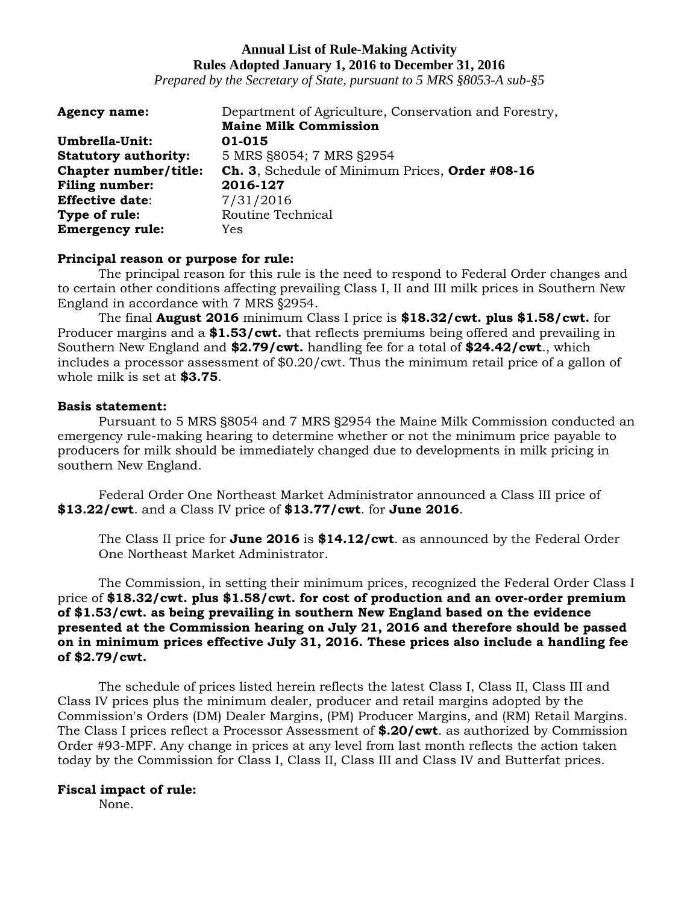**Annual List of Rule-Making Activity**
**Rules Adopted January 1, 2016 to December 31, 2016**
*Prepared by the Secretary of State, pursuant to 5 MRS §8053-A sub-§5*

**Agency name:** Department of Agriculture, Conservation and Forestry, **Maine Milk Commission**
**Umbrella-Unit:** **01-015**
**Statutory authority:** 5 MRS §8054; 7 MRS §2954
**Chapter number/title:** **Ch. 3**, Schedule of Minimum Prices, **Order #08-16**
**Filing number:** **2016-127**
**Effective date**: 7/31/2016
**Type of rule:** Routine Technical
**Emergency rule:** Yes

**Principal reason or purpose for rule:**

The principal reason for this rule is the need to respond to Federal Order changes and to certain other conditions affecting prevailing Class I, II and III milk prices in Southern New England in accordance with 7 MRS §2954.

The final **August 2016** minimum Class I price is **$18.32/cwt. plus $1.58/cwt.** for Producer margins and a **$1.53/cwt.** that reflects premiums being offered and prevailing in Southern New England and **$2.79/cwt.** handling fee for a total of **$24.42/cwt**., which includes a processor assessment of $0.20/cwt. Thus the minimum retail price of a gallon of whole milk is set at **$3.75**.

**Basis statement:**

Pursuant to 5 MRS §8054 and 7 MRS §2954 the Maine Milk Commission conducted an emergency rule-making hearing to determine whether or not the minimum price payable to producers for milk should be immediately changed due to developments in milk pricing in southern New England.

Federal Order One Northeast Market Administrator announced a Class III price of **$13.22/cwt**. and a Class IV price of **$13.77/cwt**. for **June 2016**.

The Class II price for **June 2016** is **$14.12/cwt**. as announced by the Federal Order One Northeast Market Administrator.

The Commission, in setting their minimum prices, recognized the Federal Order Class I price of **$18.32/cwt. plus $1.58/cwt. for cost of production and an over-order premium of $1.53/cwt. as being prevailing in southern New England based on the evidence presented at the Commission hearing on July 21, 2016 and therefore should be passed on in minimum prices effective July 31, 2016. These prices also include a handling fee of $2.79/cwt.**

The schedule of prices listed herein reflects the latest Class I, Class II, Class III and Class IV prices plus the minimum dealer, producer and retail margins adopted by the Commission's Orders (DM) Dealer Margins, (PM) Producer Margins, and (RM) Retail Margins. The Class I prices reflect a Processor Assessment of **$.20/cwt**. as authorized by Commission Order #93-MPF. Any change in prices at any level from last month reflects the action taken today by the Commission for Class I, Class II, Class III and Class IV and Butterfat prices.

**Fiscal impact of rule:**

None.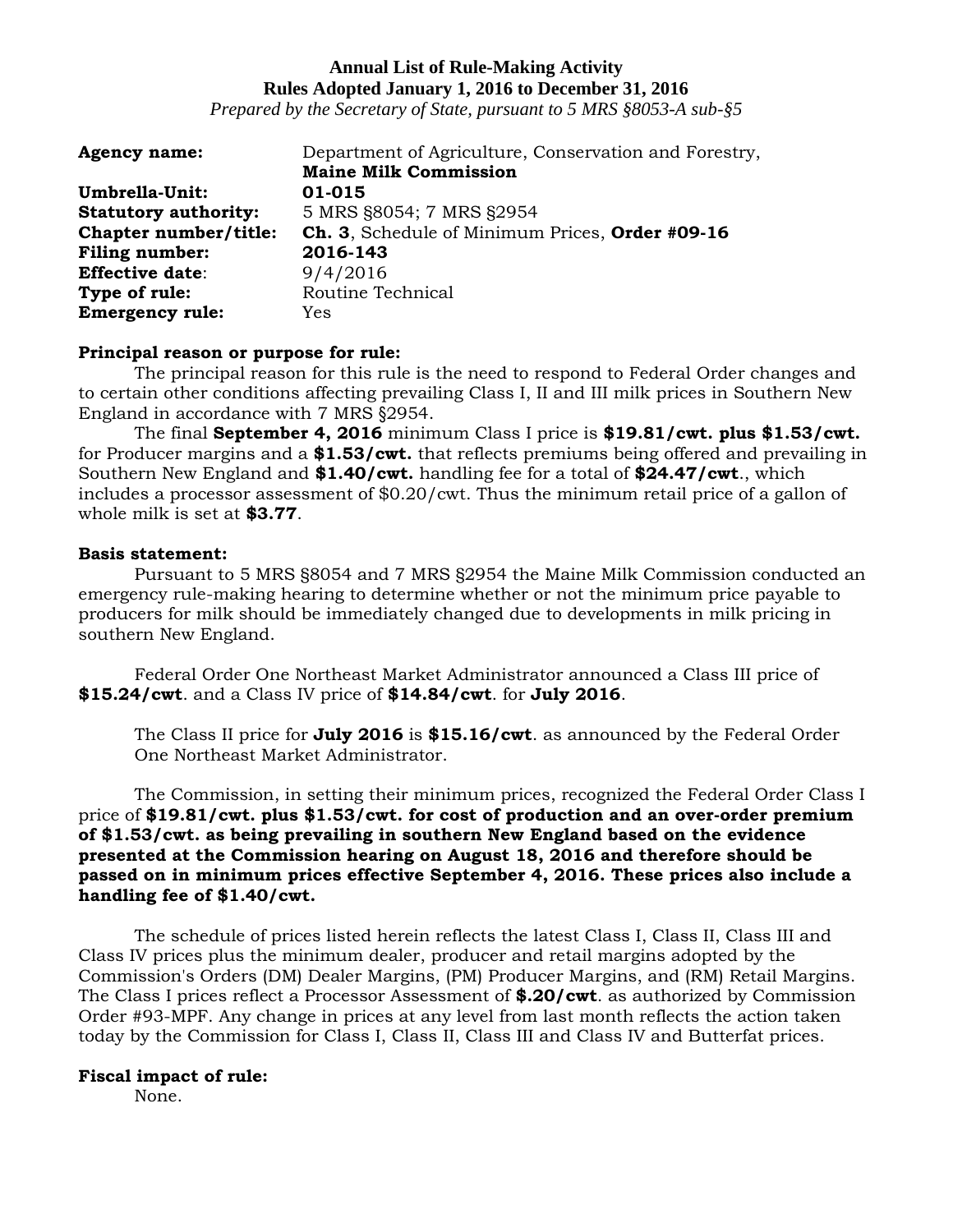**Annual List of Rule-Making Activity**
**Rules Adopted January 1, 2016 to December 31, 2016**
*Prepared by the Secretary of State, pursuant to 5 MRS §8053-A sub-§5*

| | |
|---|---|
| **Agency name:** | Department of Agriculture, Conservation and Forestry, **Maine Milk Commission** |
| **Umbrella-Unit:** | **01-015** |
| **Statutory authority:** | 5 MRS §8054; 7 MRS §2954 |
| **Chapter number/title:** | **Ch. 3**, Schedule of Minimum Prices, **Order #09-16** |
| **Filing number:** | **2016-143** |
| **Effective date**: | 9/4/2016 |
| **Type of rule:** | Routine Technical |
| **Emergency rule:** | Yes |

**Principal reason or purpose for rule:**

The principal reason for this rule is the need to respond to Federal Order changes and to certain other conditions affecting prevailing Class I, II and III milk prices in Southern New England in accordance with 7 MRS §2954.

The final **September 4, 2016** minimum Class I price is **$19.81/cwt. plus $1.53/cwt.** for Producer margins and a **$1.53/cwt.** that reflects premiums being offered and prevailing in Southern New England and **$1.40/cwt.** handling fee for a total of **$24.47/cwt**., which includes a processor assessment of $0.20/cwt. Thus the minimum retail price of a gallon of whole milk is set at **$3.77**.

**Basis statement:**

Pursuant to 5 MRS §8054 and 7 MRS §2954 the Maine Milk Commission conducted an emergency rule-making hearing to determine whether or not the minimum price payable to producers for milk should be immediately changed due to developments in milk pricing in southern New England.

Federal Order One Northeast Market Administrator announced a Class III price of **$15.24/cwt**. and a Class IV price of **$14.84/cwt**. for **July 2016**.

The Class II price for **July 2016** is **$15.16/cwt**. as announced by the Federal Order One Northeast Market Administrator.

The Commission, in setting their minimum prices, recognized the Federal Order Class I price of **$19.81/cwt. plus $1.53/cwt. for cost of production and an over-order premium of $1.53/cwt. as being prevailing in southern New England based on the evidence presented at the Commission hearing on August 18, 2016 and therefore should be passed on in minimum prices effective September 4, 2016. These prices also include a handling fee of $1.40/cwt.**

The schedule of prices listed herein reflects the latest Class I, Class II, Class III and Class IV prices plus the minimum dealer, producer and retail margins adopted by the Commission's Orders (DM) Dealer Margins, (PM) Producer Margins, and (RM) Retail Margins. The Class I prices reflect a Processor Assessment of **$.20/cwt**. as authorized by Commission Order #93-MPF. Any change in prices at any level from last month reflects the action taken today by the Commission for Class I, Class II, Class III and Class IV and Butterfat prices.

**Fiscal impact of rule:**

None.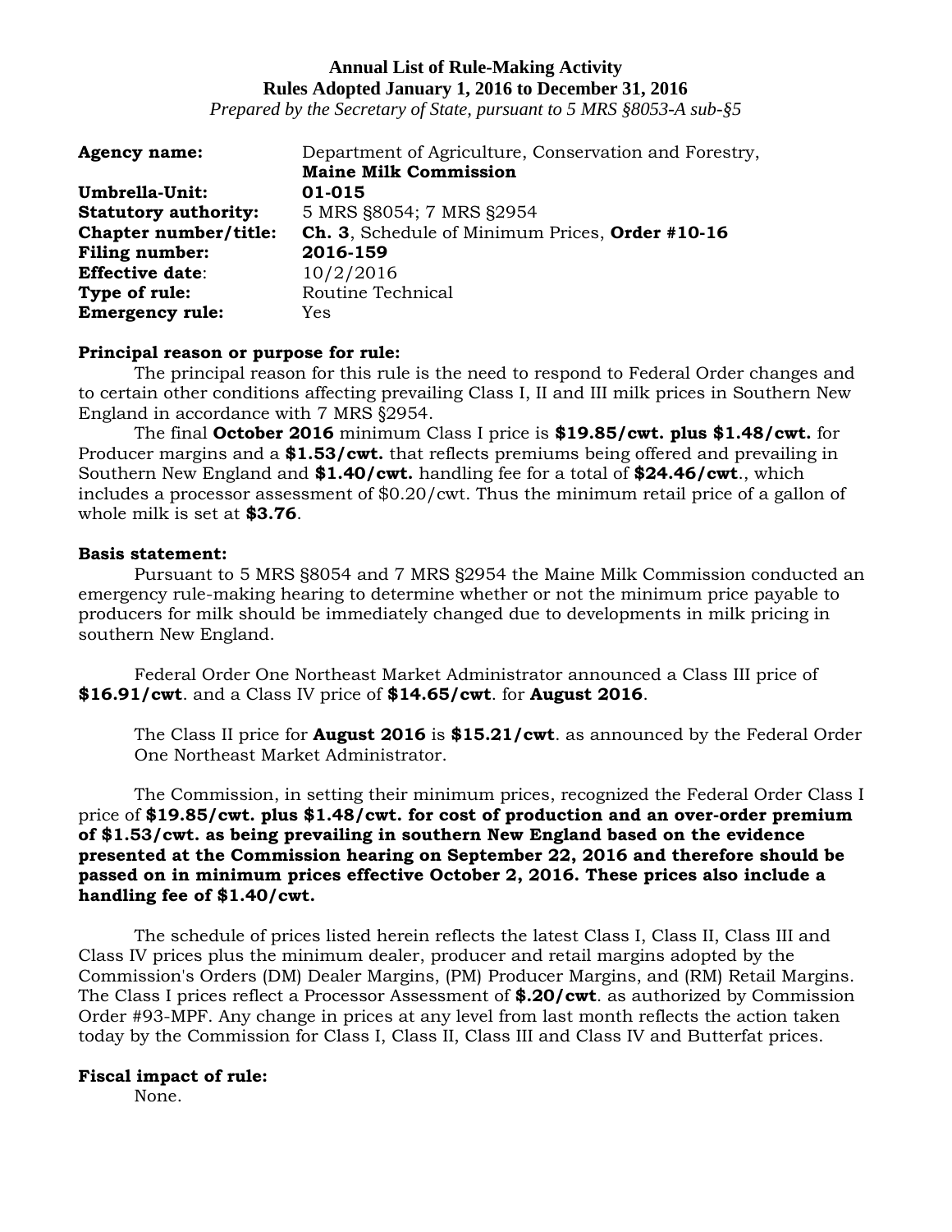**Annual List of Rule-Making Activity**
**Rules Adopted January 1, 2016 to December 31, 2016**
*Prepared by the Secretary of State, pursuant to 5 MRS §8053-A sub-§5*

| | |
|---|---|
| **Agency name:** | Department of Agriculture, Conservation and Forestry, **Maine Milk Commission** |
| **Umbrella-Unit:** | **01-015** |
| **Statutory authority:** | 5 MRS §8054; 7 MRS §2954 |
| **Chapter number/title:** | **Ch. 3**, Schedule of Minimum Prices, **Order #10-16** |
| **Filing number:** | **2016-159** |
| **Effective date**: | 10/2/2016 |
| **Type of rule:** | Routine Technical |
| **Emergency rule:** | Yes |

**Principal reason or purpose for rule:**

The principal reason for this rule is the need to respond to Federal Order changes and to certain other conditions affecting prevailing Class I, II and III milk prices in Southern New England in accordance with 7 MRS §2954.

The final **October 2016** minimum Class I price is **$19.85/cwt. plus $1.48/cwt.** for Producer margins and a **$1.53/cwt.** that reflects premiums being offered and prevailing in Southern New England and **$1.40/cwt.** handling fee for a total of **$24.46/cwt**., which includes a processor assessment of $0.20/cwt. Thus the minimum retail price of a gallon of whole milk is set at **$3.76**.

**Basis statement:**

Pursuant to 5 MRS §8054 and 7 MRS §2954 the Maine Milk Commission conducted an emergency rule-making hearing to determine whether or not the minimum price payable to producers for milk should be immediately changed due to developments in milk pricing in southern New England.

Federal Order One Northeast Market Administrator announced a Class III price of **$16.91/cwt**. and a Class IV price of **$14.65/cwt**. for **August 2016**.

The Class II price for **August 2016** is **$15.21/cwt**. as announced by the Federal Order One Northeast Market Administrator.

The Commission, in setting their minimum prices, recognized the Federal Order Class I price of **$19.85/cwt. plus $1.48/cwt. for cost of production and an over-order premium of $1.53/cwt. as being prevailing in southern New England based on the evidence presented at the Commission hearing on September 22, 2016 and therefore should be passed on in minimum prices effective October 2, 2016. These prices also include a handling fee of $1.40/cwt.**

The schedule of prices listed herein reflects the latest Class I, Class II, Class III and Class IV prices plus the minimum dealer, producer and retail margins adopted by the Commission's Orders (DM) Dealer Margins, (PM) Producer Margins, and (RM) Retail Margins. The Class I prices reflect a Processor Assessment of **$.20/cwt**. as authorized by Commission Order #93-MPF. Any change in prices at any level from last month reflects the action taken today by the Commission for Class I, Class II, Class III and Class IV and Butterfat prices.

**Fiscal impact of rule:**

None.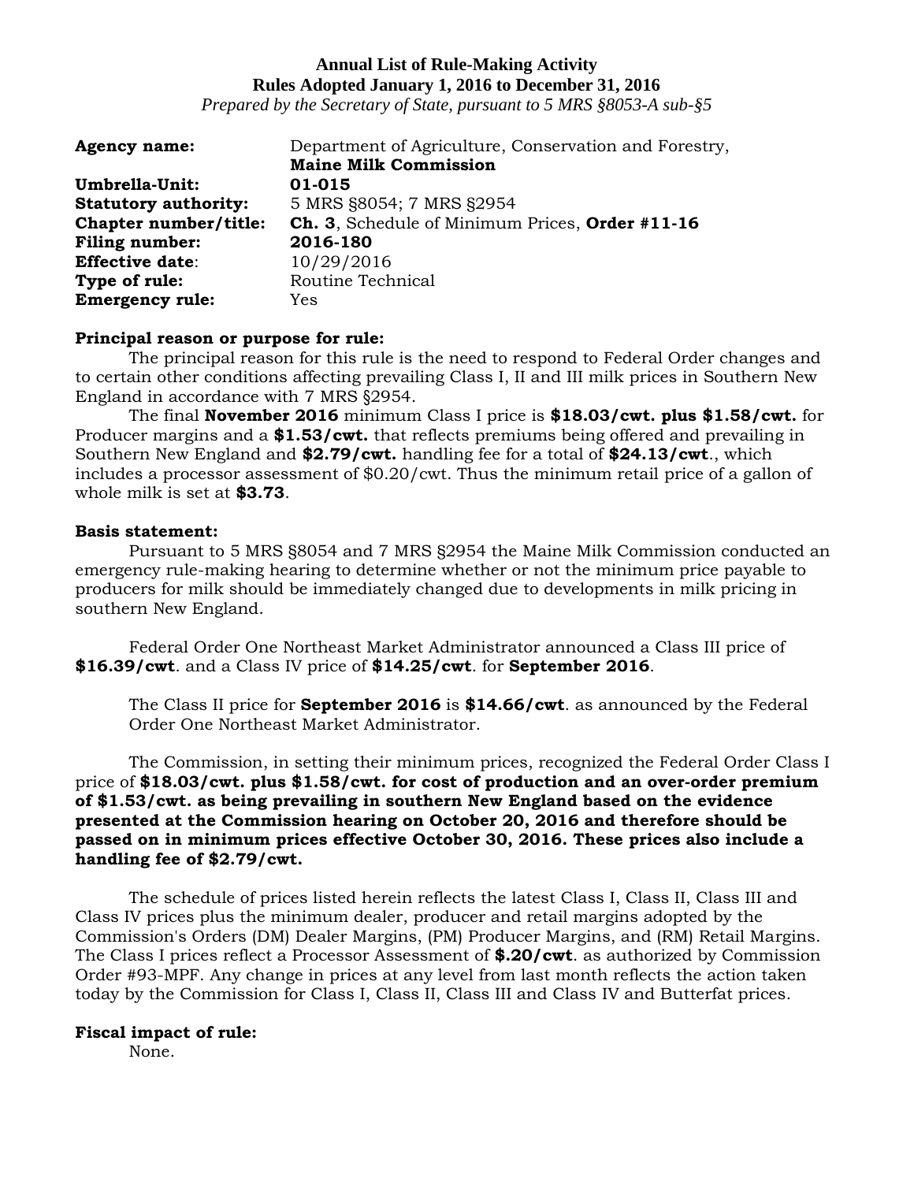**Annual List of Rule-Making Activity**
**Rules Adopted January 1, 2016 to December 31, 2016**
*Prepared by the Secretary of State, pursuant to 5 MRS §8053-A sub-§5*

| | |
|---|---|
| **Agency name:** | Department of Agriculture, Conservation and Forestry, **Maine Milk Commission** |
| **Umbrella-Unit:** | **01-015** |
| **Statutory authority:** | 5 MRS §8054; 7 MRS §2954 |
| **Chapter number/title:** | **Ch. 3**, Schedule of Minimum Prices, **Order #11-16** |
| **Filing number:** | **2016-180** |
| **Effective date**: | 10/29/2016 |
| **Type of rule:** | Routine Technical |
| **Emergency rule:** | Yes |

**Principal reason or purpose for rule:**

The principal reason for this rule is the need to respond to Federal Order changes and to certain other conditions affecting prevailing Class I, II and III milk prices in Southern New England in accordance with 7 MRS §2954.

The final **November 2016** minimum Class I price is **$18.03/cwt. plus $1.58/cwt.** for Producer margins and a **$1.53/cwt.** that reflects premiums being offered and prevailing in Southern New England and **$2.79/cwt.** handling fee for a total of **$24.13/cwt**., which includes a processor assessment of $0.20/cwt. Thus the minimum retail price of a gallon of whole milk is set at **$3.73**.

**Basis statement:**

Pursuant to 5 MRS §8054 and 7 MRS §2954 the Maine Milk Commission conducted an emergency rule-making hearing to determine whether or not the minimum price payable to producers for milk should be immediately changed due to developments in milk pricing in southern New England.

Federal Order One Northeast Market Administrator announced a Class III price of **$16.39/cwt**. and a Class IV price of **$14.25/cwt**. for **September 2016**.

The Class II price for **September 2016** is **$14.66/cwt**. as announced by the Federal Order One Northeast Market Administrator.

The Commission, in setting their minimum prices, recognized the Federal Order Class I price of **$18.03/cwt. plus $1.58/cwt. for cost of production and an over-order premium of $1.53/cwt. as being prevailing in southern New England based on the evidence presented at the Commission hearing on October 20, 2016 and therefore should be passed on in minimum prices effective October 30, 2016. These prices also include a handling fee of $2.79/cwt.**

The schedule of prices listed herein reflects the latest Class I, Class II, Class III and Class IV prices plus the minimum dealer, producer and retail margins adopted by the Commission's Orders (DM) Dealer Margins, (PM) Producer Margins, and (RM) Retail Margins. The Class I prices reflect a Processor Assessment of **$.20/cwt**. as authorized by Commission Order #93-MPF. Any change in prices at any level from last month reflects the action taken today by the Commission for Class I, Class II, Class III and Class IV and Butterfat prices.

**Fiscal impact of rule:**

None.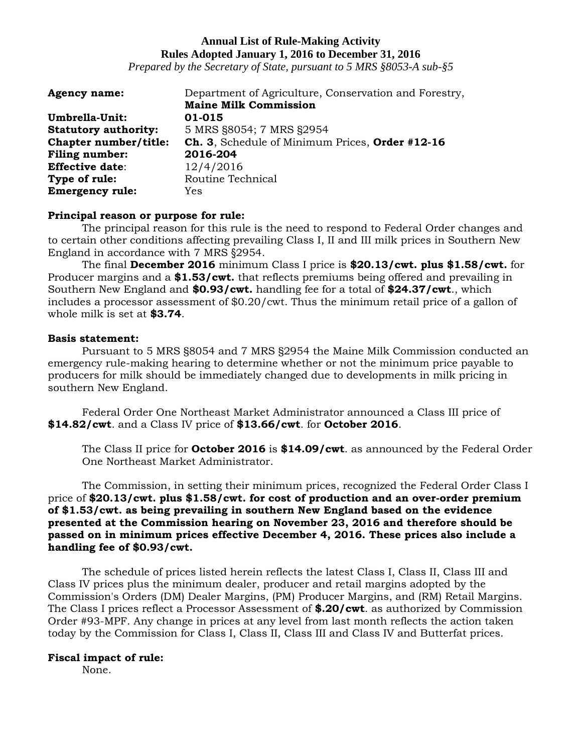**Annual List of Rule-Making Activity**
**Rules Adopted January 1, 2016 to December 31, 2016**
*Prepared by the Secretary of State, pursuant to 5 MRS §8053-A sub-§5*

**Agency name:** Department of Agriculture, Conservation and Forestry, **Maine Milk Commission**
**Umbrella-Unit:** **01-015**
**Statutory authority:** 5 MRS §8054; 7 MRS §2954
**Chapter number/title:** **Ch. 3**, Schedule of Minimum Prices, **Order #12-16**
**Filing number:** **2016-204**
**Effective date**: 12/4/2016
**Type of rule:** Routine Technical
**Emergency rule:** Yes

**Principal reason or purpose for rule:**
The principal reason for this rule is the need to respond to Federal Order changes and to certain other conditions affecting prevailing Class I, II and III milk prices in Southern New England in accordance with 7 MRS §2954.
The final **December 2016** minimum Class I price is **$20.13/cwt. plus $1.58/cwt.** for Producer margins and a **$1.53/cwt.** that reflects premiums being offered and prevailing in Southern New England and **$0.93/cwt.** handling fee for a total of **$24.37/cwt**., which includes a processor assessment of $0.20/cwt. Thus the minimum retail price of a gallon of whole milk is set at **$3.74**.

**Basis statement:**
Pursuant to 5 MRS §8054 and 7 MRS §2954 the Maine Milk Commission conducted an emergency rule-making hearing to determine whether or not the minimum price payable to producers for milk should be immediately changed due to developments in milk pricing in southern New England.

Federal Order One Northeast Market Administrator announced a Class III price of **$14.82/cwt**. and a Class IV price of **$13.66/cwt**. for **October 2016**.

The Class II price for **October 2016** is **$14.09/cwt**. as announced by the Federal Order One Northeast Market Administrator.

The Commission, in setting their minimum prices, recognized the Federal Order Class I price of **$20.13/cwt. plus $1.58/cwt. for cost of production and an over-order premium of $1.53/cwt. as being prevailing in southern New England based on the evidence presented at the Commission hearing on November 23, 2016 and therefore should be passed on in minimum prices effective December 4, 2016. These prices also include a handling fee of $0.93/cwt.**

The schedule of prices listed herein reflects the latest Class I, Class II, Class III and Class IV prices plus the minimum dealer, producer and retail margins adopted by the Commission's Orders (DM) Dealer Margins, (PM) Producer Margins, and (RM) Retail Margins. The Class I prices reflect a Processor Assessment of **$.20/cwt**. as authorized by Commission Order #93-MPF. Any change in prices at any level from last month reflects the action taken today by the Commission for Class I, Class II, Class III and Class IV and Butterfat prices.

**Fiscal impact of rule:**
None.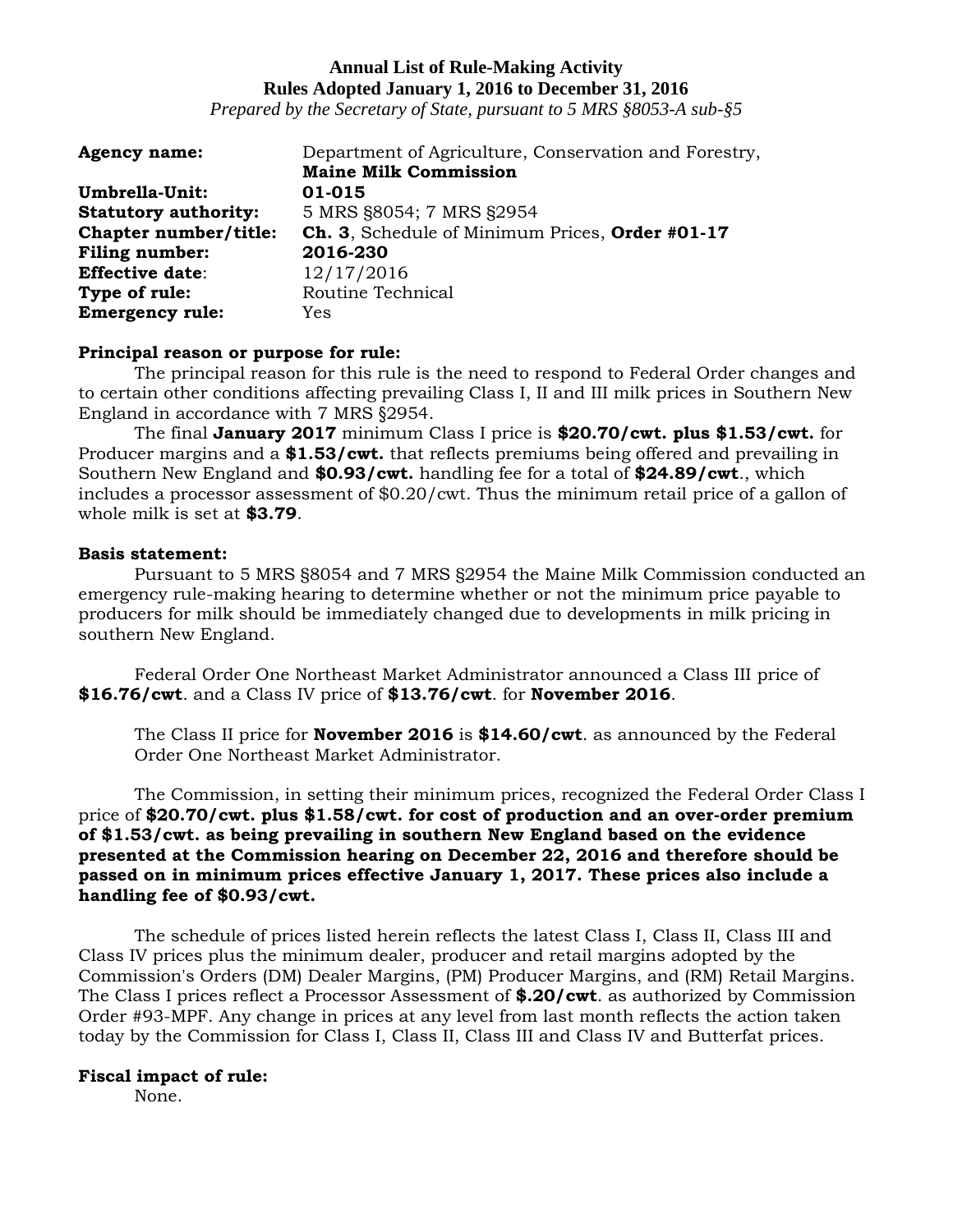**Annual List of Rule-Making Activity**
**Rules Adopted January 1, 2016 to December 31, 2016**
*Prepared by the Secretary of State, pursuant to 5 MRS §8053-A sub-§5*

**Agency name:** Department of Agriculture, Conservation and Forestry, **Maine Milk Commission**
**Umbrella-Unit:** **01-015**
**Statutory authority:** 5 MRS §8054; 7 MRS §2954
**Chapter number/title:** **Ch. 3**, Schedule of Minimum Prices, **Order #01-17**
**Filing number:** **2016-230**
**Effective date**: 12/17/2016
**Type of rule:** Routine Technical
**Emergency rule:** Yes

**Principal reason or purpose for rule:**

The principal reason for this rule is the need to respond to Federal Order changes and to certain other conditions affecting prevailing Class I, II and III milk prices in Southern New England in accordance with 7 MRS §2954.

The final **January 2017** minimum Class I price is **$20.70/cwt. plus $1.53/cwt.** for Producer margins and a **$1.53/cwt.** that reflects premiums being offered and prevailing in Southern New England and **$0.93/cwt.** handling fee for a total of **$24.89/cwt**., which includes a processor assessment of $0.20/cwt. Thus the minimum retail price of a gallon of whole milk is set at **$3.79**.

**Basis statement:**

Pursuant to 5 MRS §8054 and 7 MRS §2954 the Maine Milk Commission conducted an emergency rule-making hearing to determine whether or not the minimum price payable to producers for milk should be immediately changed due to developments in milk pricing in southern New England.

Federal Order One Northeast Market Administrator announced a Class III price of **$16.76/cwt**. and a Class IV price of **$13.76/cwt**. for **November 2016**.

The Class II price for **November 2016** is **$14.60/cwt**. as announced by the Federal Order One Northeast Market Administrator.

The Commission, in setting their minimum prices, recognized the Federal Order Class I price of **$20.70/cwt. plus $1.58/cwt. for cost of production and an over-order premium of $1.53/cwt. as being prevailing in southern New England based on the evidence presented at the Commission hearing on December 22, 2016 and therefore should be passed on in minimum prices effective January 1, 2017. These prices also include a handling fee of $0.93/cwt.**

The schedule of prices listed herein reflects the latest Class I, Class II, Class III and Class IV prices plus the minimum dealer, producer and retail margins adopted by the Commission's Orders (DM) Dealer Margins, (PM) Producer Margins, and (RM) Retail Margins. The Class I prices reflect a Processor Assessment of **$.20/cwt**. as authorized by Commission Order #93-MPF. Any change in prices at any level from last month reflects the action taken today by the Commission for Class I, Class II, Class III and Class IV and Butterfat prices.

**Fiscal impact of rule:**

None.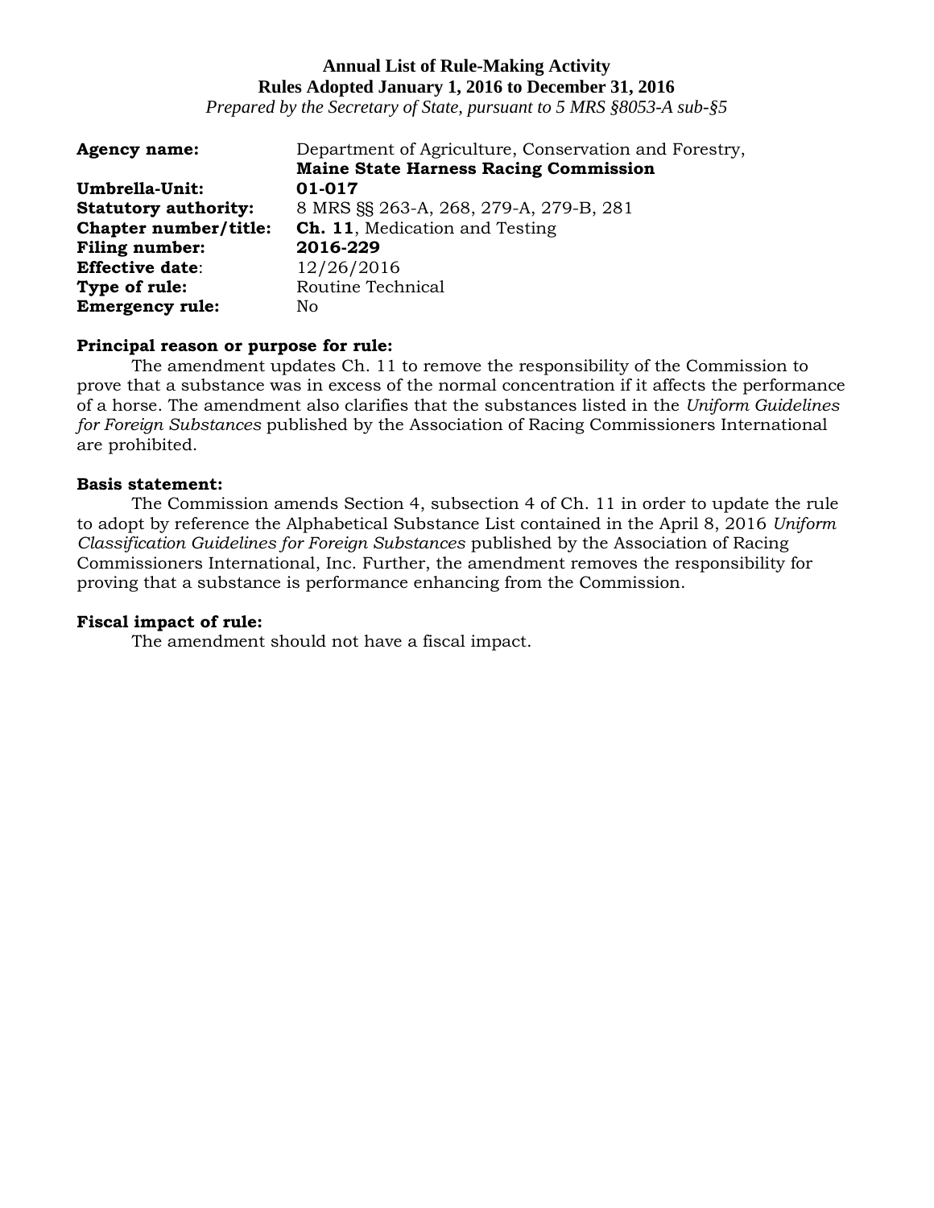**Annual List of Rule-Making Activity**
**Rules Adopted January 1, 2016 to December 31, 2016**
*Prepared by the Secretary of State, pursuant to 5 MRS §8053-A sub-§5*

**Agency name:** Department of Agriculture, Conservation and Forestry, **Maine State Harness Racing Commission**
**Umbrella-Unit:** **01-017**
**Statutory authority:** 8 MRS §§ 263-A, 268, 279-A, 279-B, 281
**Chapter number/title:** **Ch. 11**, Medication and Testing
**Filing number:** **2016-229**
**Effective date**: 12/26/2016
**Type of rule:** Routine Technical
**Emergency rule:** No

**Principal reason or purpose for rule:**

The amendment updates Ch. 11 to remove the responsibility of the Commission to prove that a substance was in excess of the normal concentration if it affects the performance of a horse. The amendment also clarifies that the substances listed in the *Uniform Guidelines for Foreign Substances* published by the Association of Racing Commissioners International are prohibited.

**Basis statement:**

The Commission amends Section 4, subsection 4 of Ch. 11 in order to update the rule to adopt by reference the Alphabetical Substance List contained in the April 8, 2016 *Uniform Classification Guidelines for Foreign Substances* published by the Association of Racing Commissioners International, Inc. Further, the amendment removes the responsibility for proving that a substance is performance enhancing from the Commission.

**Fiscal impact of rule:**

The amendment should not have a fiscal impact.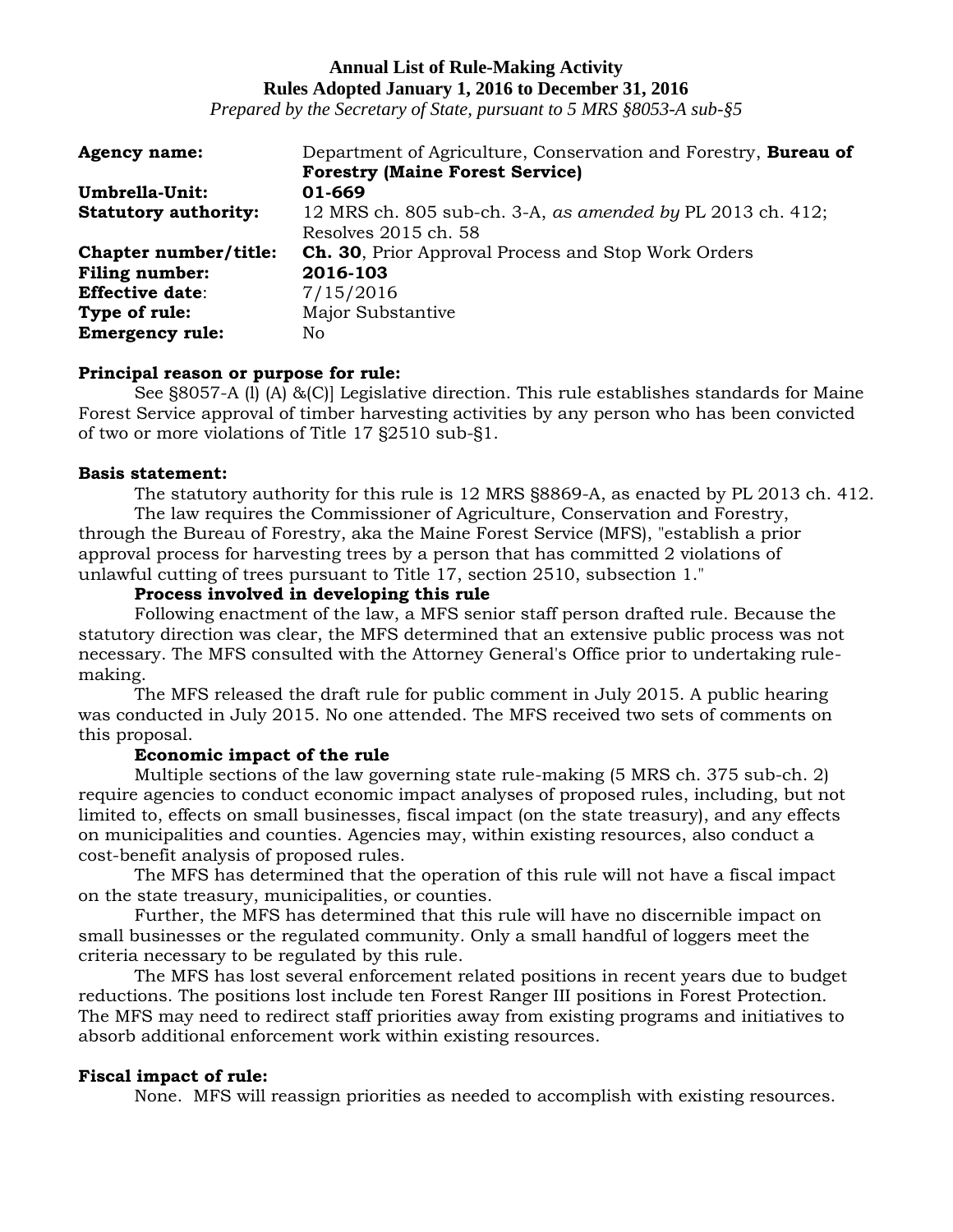**Annual List of Rule-Making Activity**
**Rules Adopted January 1, 2016 to December 31, 2016**
*Prepared by the Secretary of State, pursuant to 5 MRS §8053-A sub-§5*

| | |
|---|---|
| **Agency name:** | Department of Agriculture, Conservation and Forestry, **Bureau of Forestry (Maine Forest Service)** |
| **Umbrella-Unit:** | **01-669** |
| **Statutory authority:** | 12 MRS ch. 805 sub-ch. 3-A, *as amended by* PL 2013 ch. 412; Resolves 2015 ch. 58 |
| **Chapter number/title:** | **Ch. 30**, Prior Approval Process and Stop Work Orders |
| **Filing number:** | **2016-103** |
| **Effective date**: | 7/15/2016 |
| **Type of rule:** | Major Substantive |
| **Emergency rule:** | No |

**Principal reason or purpose for rule:**

See §8057-A (l) (A) &(C)] Legislative direction. This rule establishes standards for Maine Forest Service approval of timber harvesting activities by any person who has been convicted of two or more violations of Title 17 §2510 sub-§1.

**Basis statement:**

The statutory authority for this rule is 12 MRS §8869-A, as enacted by PL 2013 ch. 412.

The law requires the Commissioner of Agriculture, Conservation and Forestry, through the Bureau of Forestry, aka the Maine Forest Service (MFS), "establish a prior approval process for harvesting trees by a person that has committed 2 violations of unlawful cutting of trees pursuant to Title 17, section 2510, subsection 1."

**Process involved in developing this rule**

Following enactment of the law, a MFS senior staff person drafted rule. Because the statutory direction was clear, the MFS determined that an extensive public process was not necessary. The MFS consulted with the Attorney General's Office prior to undertaking rule-making.

The MFS released the draft rule for public comment in July 2015. A public hearing was conducted in July 2015. No one attended. The MFS received two sets of comments on this proposal.

**Economic impact of the rule**

Multiple sections of the law governing state rule-making (5 MRS ch. 375 sub-ch. 2) require agencies to conduct economic impact analyses of proposed rules, including, but not limited to, effects on small businesses, fiscal impact (on the state treasury), and any effects on municipalities and counties. Agencies may, within existing resources, also conduct a cost-benefit analysis of proposed rules.

The MFS has determined that the operation of this rule will not have a fiscal impact on the state treasury, municipalities, or counties.

Further, the MFS has determined that this rule will have no discernible impact on small businesses or the regulated community. Only a small handful of loggers meet the criteria necessary to be regulated by this rule.

The MFS has lost several enforcement related positions in recent years due to budget reductions. The positions lost include ten Forest Ranger III positions in Forest Protection. The MFS may need to redirect staff priorities away from existing programs and initiatives to absorb additional enforcement work within existing resources.

**Fiscal impact of rule:**

None. MFS will reassign priorities as needed to accomplish with existing resources.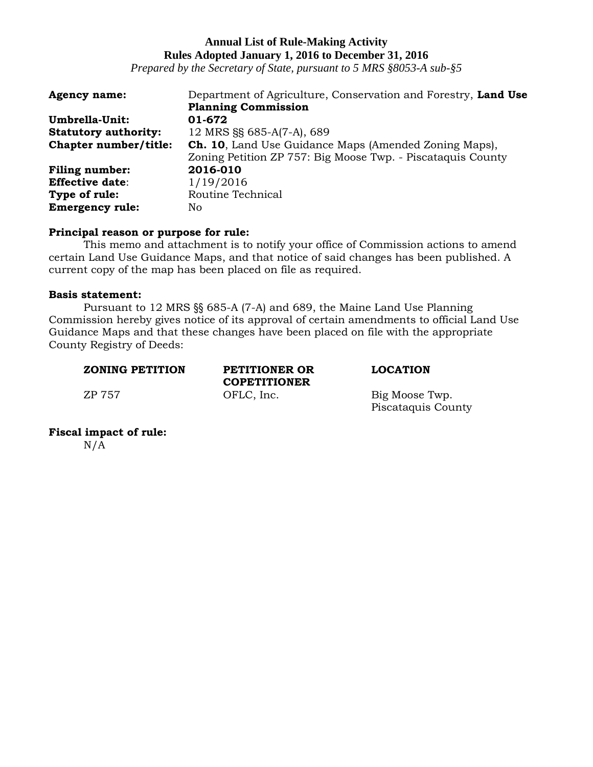**Annual List of Rule-Making Activity**
**Rules Adopted January 1, 2016 to December 31, 2016**
*Prepared by the Secretary of State, pursuant to 5 MRS §8053-A sub-§5*

| | |
|---|---|
| **Agency name:** | Department of Agriculture, Conservation and Forestry, **Land Use Planning Commission** |
| **Umbrella-Unit:** | **01-672** |
| **Statutory authority:** | 12 MRS §§ 685-A(7-A), 689 |
| **Chapter number/title:** | **Ch. 10**, Land Use Guidance Maps (Amended Zoning Maps), Zoning Petition ZP 757: Big Moose Twp. - Piscataquis County |
| **Filing number:** | **2016-010** |
| **Effective date**: | 1/19/2016 |
| **Type of rule:** | Routine Technical |
| **Emergency rule:** | No |

**Principal reason or purpose for rule:**

This memo and attachment is to notify your office of Commission actions to amend certain Land Use Guidance Maps, and that notice of said changes has been published. A current copy of the map has been placed on file as required.

**Basis statement:**

Pursuant to 12 MRS §§ 685-A (7-A) and 689, the Maine Land Use Planning Commission hereby gives notice of its approval of certain amendments to official Land Use Guidance Maps and that these changes have been placed on file with the appropriate County Registry of Deeds:

| ZONING PETITION | PETITIONER OR COPETITIONER | LOCATION |
|---|---|---|
| ZP 757 | OFLC, Inc. | Big Moose Twp. Piscataquis County |

**Fiscal impact of rule:**

N/A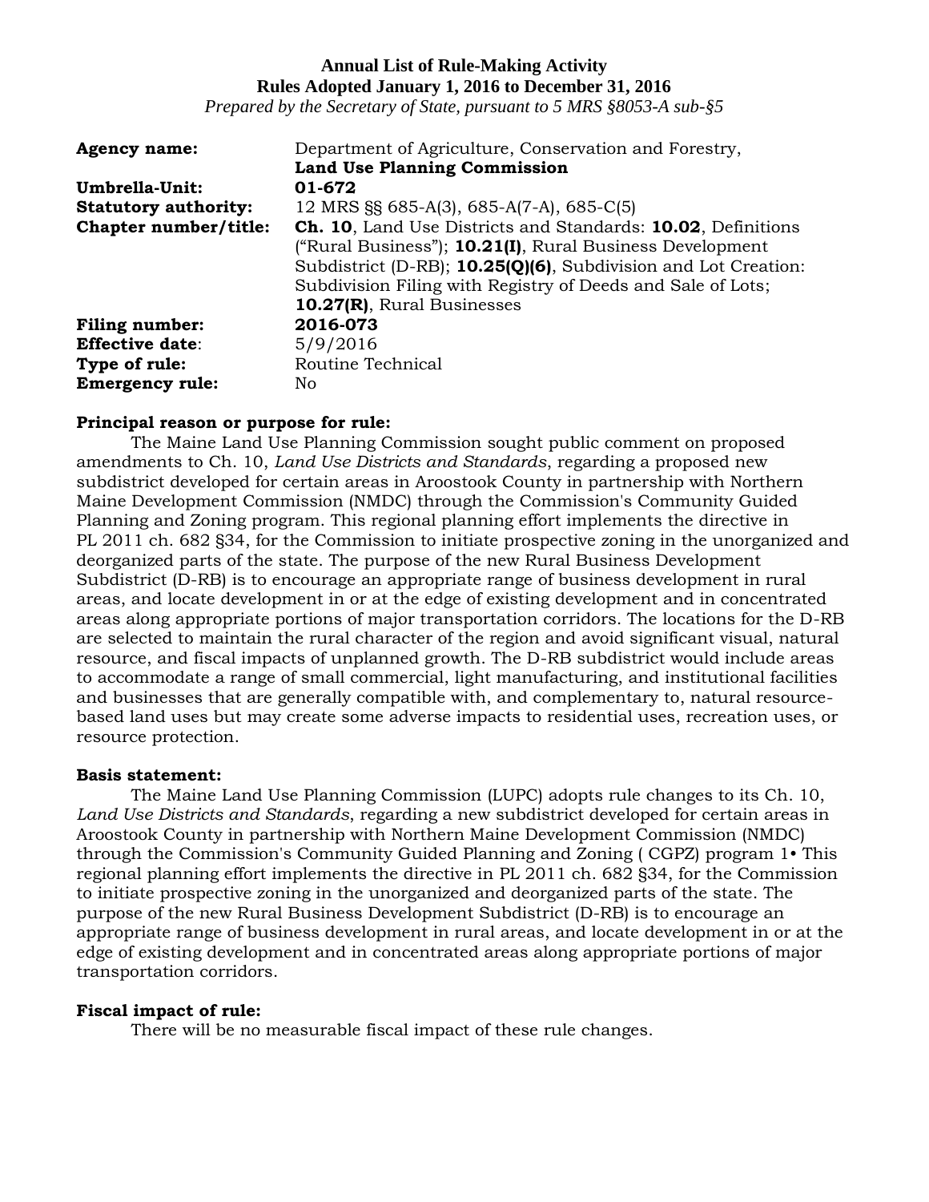**Annual List of Rule-Making Activity**
**Rules Adopted January 1, 2016 to December 31, 2016**
*Prepared by the Secretary of State, pursuant to 5 MRS §8053-A sub-§5*

| | |
|---|---|
| **Agency name:** | Department of Agriculture, Conservation and Forestry, **Land Use Planning Commission** |
| **Umbrella-Unit:** | **01-672** |
| **Statutory authority:** | 12 MRS §§ 685-A(3), 685-A(7-A), 685-C(5) |
| **Chapter number/title:** | **Ch. 10**, Land Use Districts and Standards: **10.02**, Definitions ("Rural Business"); **10.21(I)**, Rural Business Development Subdistrict (D-RB); **10.25(Q)(6)**, Subdivision and Lot Creation: Subdivision Filing with Registry of Deeds and Sale of Lots; **10.27(R)**, Rural Businesses |
| **Filing number:** | **2016-073** |
| **Effective date**: | 5/9/2016 |
| **Type of rule:** | Routine Technical |
| **Emergency rule:** | No |

**Principal reason or purpose for rule:**

The Maine Land Use Planning Commission sought public comment on proposed amendments to Ch. 10, *Land Use Districts and Standards*, regarding a proposed new subdistrict developed for certain areas in Aroostook County in partnership with Northern Maine Development Commission (NMDC) through the Commission's Community Guided Planning and Zoning program. This regional planning effort implements the directive in PL 2011 ch. 682 §34, for the Commission to initiate prospective zoning in the unorganized and deorganized parts of the state. The purpose of the new Rural Business Development Subdistrict (D-RB) is to encourage an appropriate range of business development in rural areas, and locate development in or at the edge of existing development and in concentrated areas along appropriate portions of major transportation corridors. The locations for the D-RB are selected to maintain the rural character of the region and avoid significant visual, natural resource, and fiscal impacts of unplanned growth. The D-RB subdistrict would include areas to accommodate a range of small commercial, light manufacturing, and institutional facilities and businesses that are generally compatible with, and complementary to, natural resource-based land uses but may create some adverse impacts to residential uses, recreation uses, or resource protection.

**Basis statement:**

The Maine Land Use Planning Commission (LUPC) adopts rule changes to its Ch. 10, *Land Use Districts and Standards*, regarding a new subdistrict developed for certain areas in Aroostook County in partnership with Northern Maine Development Commission (NMDC) through the Commission's Community Guided Planning and Zoning ( CGPZ) program 1• This regional planning effort implements the directive in PL 2011 ch. 682 §34, for the Commission to initiate prospective zoning in the unorganized and deorganized parts of the state. The purpose of the new Rural Business Development Subdistrict (D-RB) is to encourage an appropriate range of business development in rural areas, and locate development in or at the edge of existing development and in concentrated areas along appropriate portions of major transportation corridors.

**Fiscal impact of rule:**

There will be no measurable fiscal impact of these rule changes.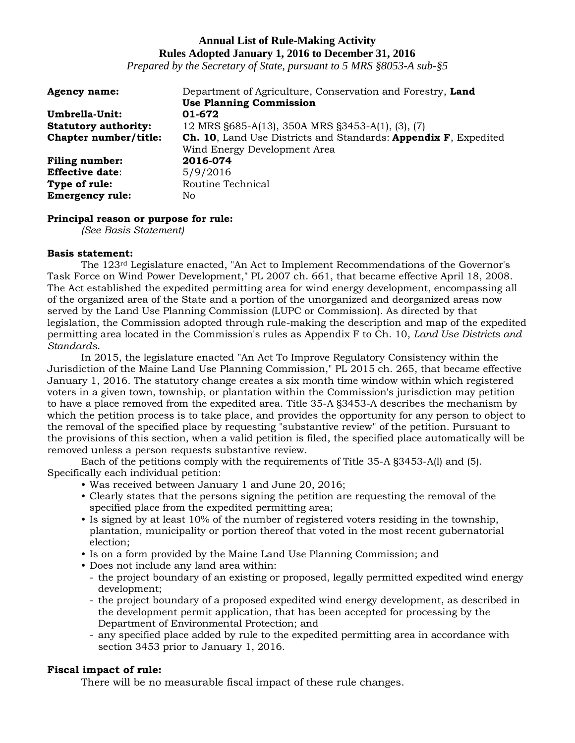**Annual List of Rule-Making Activity**
**Rules Adopted January 1, 2016 to December 31, 2016**
*Prepared by the Secretary of State, pursuant to 5 MRS §8053-A sub-§5*

| | |
|---|---|
| **Agency name:** | Department of Agriculture, Conservation and Forestry, **Land Use Planning Commission** |
| **Umbrella-Unit:** | **01-672** |
| **Statutory authority:** | 12 MRS §685-A(13), 350A MRS §3453-A(1), (3), (7) |
| **Chapter number/title:** | **Ch. 10**, Land Use Districts and Standards: **Appendix F**, Expedited Wind Energy Development Area |
| **Filing number:** | **2016-074** |
| **Effective date**: | 5/9/2016 |
| **Type of rule:** | Routine Technical |
| **Emergency rule:** | No |

**Principal reason or purpose for rule:**
*(See Basis Statement)*

**Basis statement:**

The 123rd Legislature enacted, "An Act to Implement Recommendations of the Governor's Task Force on Wind Power Development," PL 2007 ch. 661, that became effective April 18, 2008. The Act established the expedited permitting area for wind energy development, encompassing all of the organized area of the State and a portion of the unorganized and deorganized areas now served by the Land Use Planning Commission (LUPC or Commission). As directed by that legislation, the Commission adopted through rule-making the description and map of the expedited permitting area located in the Commission's rules as Appendix F to Ch. 10, *Land Use Districts and Standards*.

In 2015, the legislature enacted "An Act To Improve Regulatory Consistency within the Jurisdiction of the Maine Land Use Planning Commission," PL 2015 ch. 265, that became effective January 1, 2016. The statutory change creates a six month time window within which registered voters in a given town, township, or plantation within the Commission's jurisdiction may petition to have a place removed from the expedited area. Title 35-A §3453-A describes the mechanism by which the petition process is to take place, and provides the opportunity for any person to object to the removal of the specified place by requesting "substantive review" of the petition. Pursuant to the provisions of this section, when a valid petition is filed, the specified place automatically will be removed unless a person requests substantive review.

Each of the petitions comply with the requirements of Title 35-A §3453-A(l) and (5). Specifically each individual petition:

- Was received between January 1 and June 20, 2016;
- Clearly states that the persons signing the petition are requesting the removal of the specified place from the expedited permitting area;
- Is signed by at least 10% of the number of registered voters residing in the township, plantation, municipality or portion thereof that voted in the most recent gubernatorial election;
- Is on a form provided by the Maine Land Use Planning Commission; and
- Does not include any land area within:
  - the project boundary of an existing or proposed, legally permitted expedited wind energy development;
  - the project boundary of a proposed expedited wind energy development, as described in the development permit application, that has been accepted for processing by the Department of Environmental Protection; and
  - any specified place added by rule to the expedited permitting area in accordance with section 3453 prior to January 1, 2016.

**Fiscal impact of rule:**

There will be no measurable fiscal impact of these rule changes.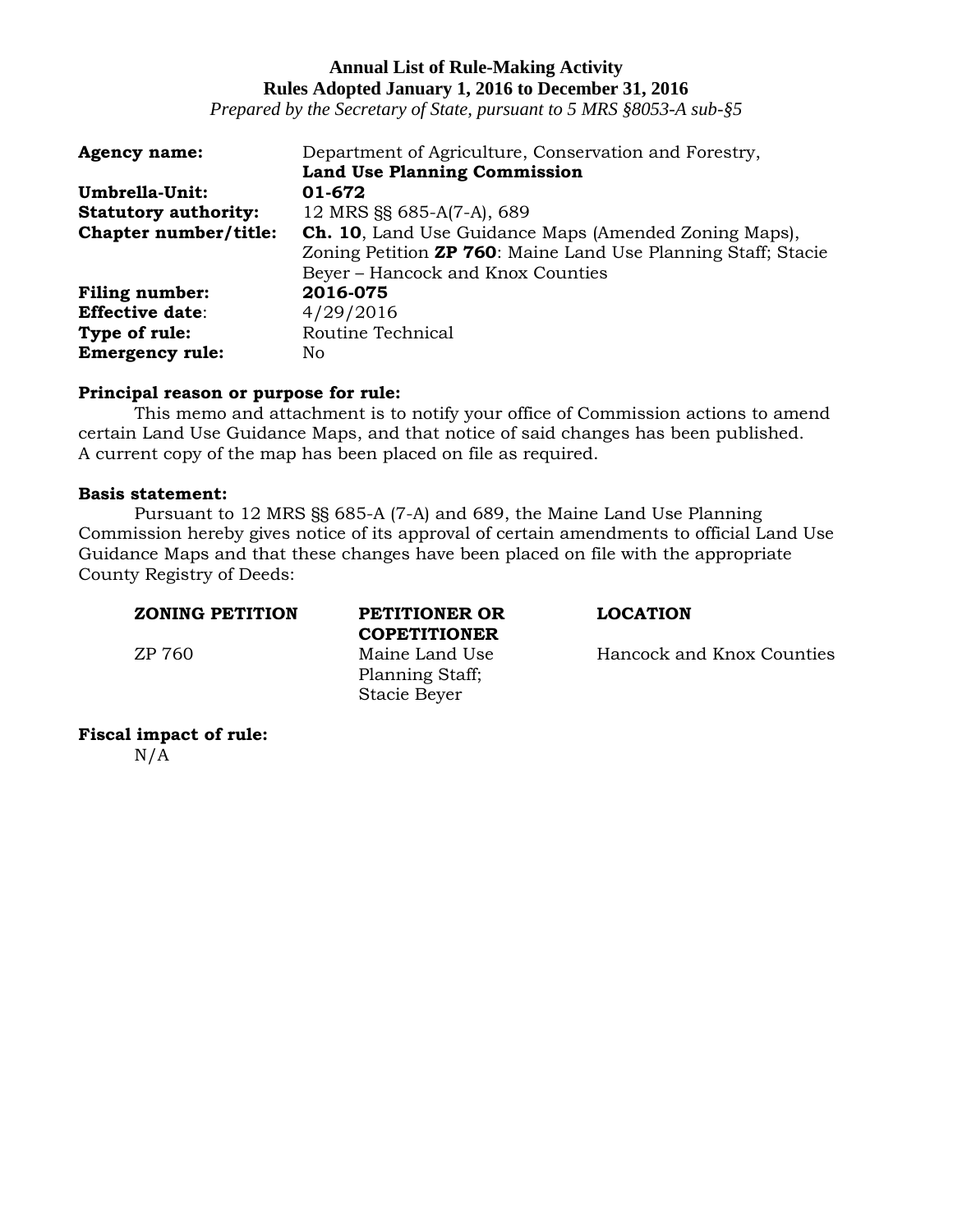**Annual List of Rule-Making Activity**
**Rules Adopted January 1, 2016 to December 31, 2016**
*Prepared by the Secretary of State, pursuant to 5 MRS §8053-A sub-§5*

**Agency name:** Department of Agriculture, Conservation and Forestry, **Land Use Planning Commission**
**Umbrella-Unit:** **01-672**
**Statutory authority:** 12 MRS §§ 685-A(7-A), 689
**Chapter number/title:** **Ch. 10**, Land Use Guidance Maps (Amended Zoning Maps), Zoning Petition **ZP 760**: Maine Land Use Planning Staff; Stacie Beyer – Hancock and Knox Counties
**Filing number:** **2016-075**
**Effective date**: 4/29/2016
**Type of rule:** Routine Technical
**Emergency rule:** No

**Principal reason or purpose for rule:**
This memo and attachment is to notify your office of Commission actions to amend certain Land Use Guidance Maps, and that notice of said changes has been published. A current copy of the map has been placed on file as required.

**Basis statement:**
Pursuant to 12 MRS §§ 685-A (7-A) and 689, the Maine Land Use Planning Commission hereby gives notice of its approval of certain amendments to official Land Use Guidance Maps and that these changes have been placed on file with the appropriate County Registry of Deeds:

| ZONING PETITION | PETITIONER OR COPETITIONER | LOCATION |
|---|---|---|
| ZP 760 | Maine Land Use Planning Staff; Stacie Beyer | Hancock and Knox Counties |

**Fiscal impact of rule:**
N/A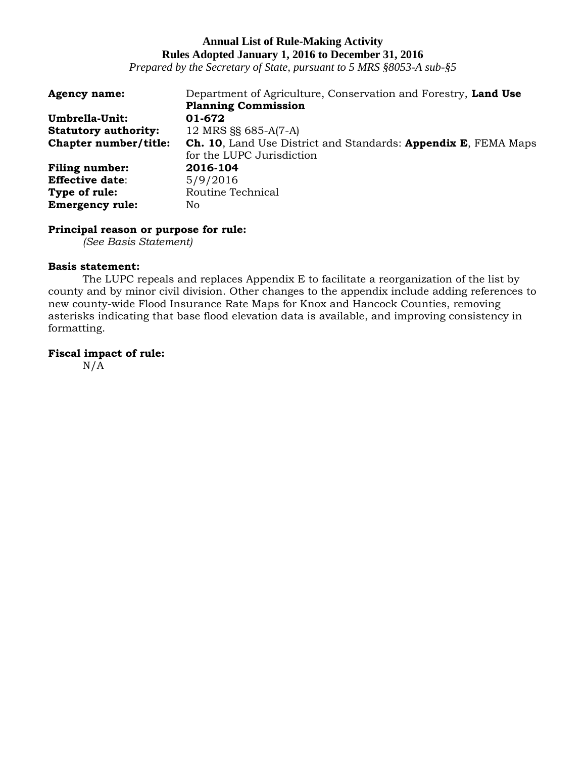**Annual List of Rule-Making Activity**
**Rules Adopted January 1, 2016 to December 31, 2016**
*Prepared by the Secretary of State, pursuant to 5 MRS §8053-A sub-§5*

| | |
|---|---|
| **Agency name:** | Department of Agriculture, Conservation and Forestry, **Land Use Planning Commission** |
| **Umbrella-Unit:** | **01-672** |
| **Statutory authority:** | 12 MRS §§ 685-A(7-A) |
| **Chapter number/title:** | **Ch. 10**, Land Use District and Standards: **Appendix E**, FEMA Maps for the LUPC Jurisdiction |
| **Filing number:** | **2016-104** |
| **Effective date**: | 5/9/2016 |
| **Type of rule:** | Routine Technical |
| **Emergency rule:** | No |

**Principal reason or purpose for rule:**

*(See Basis Statement)*

**Basis statement:**

The LUPC repeals and replaces Appendix E to facilitate a reorganization of the list by county and by minor civil division. Other changes to the appendix include adding references to new county-wide Flood Insurance Rate Maps for Knox and Hancock Counties, removing asterisks indicating that base flood elevation data is available, and improving consistency in formatting.

**Fiscal impact of rule:**

N/A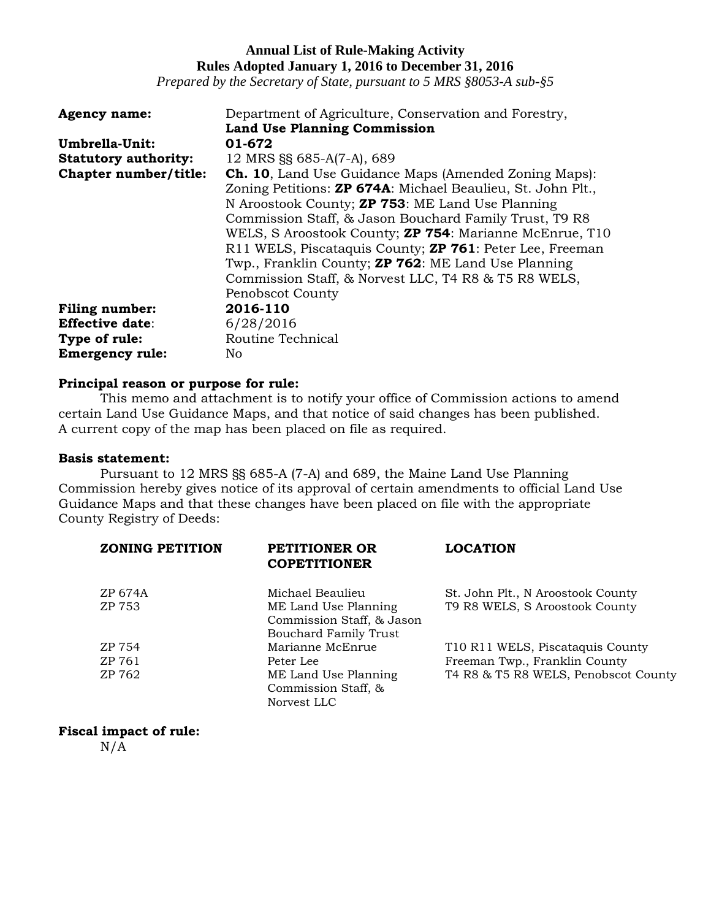**Annual List of Rule-Making Activity**
**Rules Adopted January 1, 2016 to December 31, 2016**
*Prepared by the Secretary of State, pursuant to 5 MRS §8053-A sub-§5*

| | |
|---|---|
| **Agency name:** | Department of Agriculture, Conservation and Forestry, **Land Use Planning Commission** |
| **Umbrella-Unit:** | **01-672** |
| **Statutory authority:** | 12 MRS §§ 685-A(7-A), 689 |
| **Chapter number/title:** | **Ch. 10**, Land Use Guidance Maps (Amended Zoning Maps): Zoning Petitions: **ZP 674A**: Michael Beaulieu, St. John Plt., N Aroostook County; **ZP 753**: ME Land Use Planning Commission Staff, & Jason Bouchard Family Trust, T9 R8 WELS, S Aroostook County; **ZP 754**: Marianne McEnrue, T10 R11 WELS, Piscataquis County; **ZP 761**: Peter Lee, Freeman Twp., Franklin County; **ZP 762**: ME Land Use Planning Commission Staff, & Norvest LLC, T4 R8 & T5 R8 WELS, Penobscot County |
| **Filing number:** | **2016-110** |
| **Effective date**: | 6/28/2016 |
| **Type of rule:** | Routine Technical |
| **Emergency rule:** | No |

**Principal reason or purpose for rule:**

This memo and attachment is to notify your office of Commission actions to amend certain Land Use Guidance Maps, and that notice of said changes has been published. A current copy of the map has been placed on file as required.

**Basis statement:**

Pursuant to 12 MRS §§ 685-A (7-A) and 689, the Maine Land Use Planning Commission hereby gives notice of its approval of certain amendments to official Land Use Guidance Maps and that these changes have been placed on file with the appropriate County Registry of Deeds:

| ZONING PETITION | PETITIONER OR COPETITIONER | LOCATION |
|---|---|---|
| ZP 674A | Michael Beaulieu | St. John Plt., N Aroostook County |
| ZP 753 | ME Land Use Planning Commission Staff, & Jason Bouchard Family Trust | T9 R8 WELS, S Aroostook County |
| ZP 754 | Marianne McEnrue | T10 R11 WELS, Piscataquis County |
| ZP 761 | Peter Lee | Freeman Twp., Franklin County |
| ZP 762 | ME Land Use Planning Commission Staff, & Norvest LLC | T4 R8 & T5 R8 WELS, Penobscot County |

**Fiscal impact of rule:**

N/A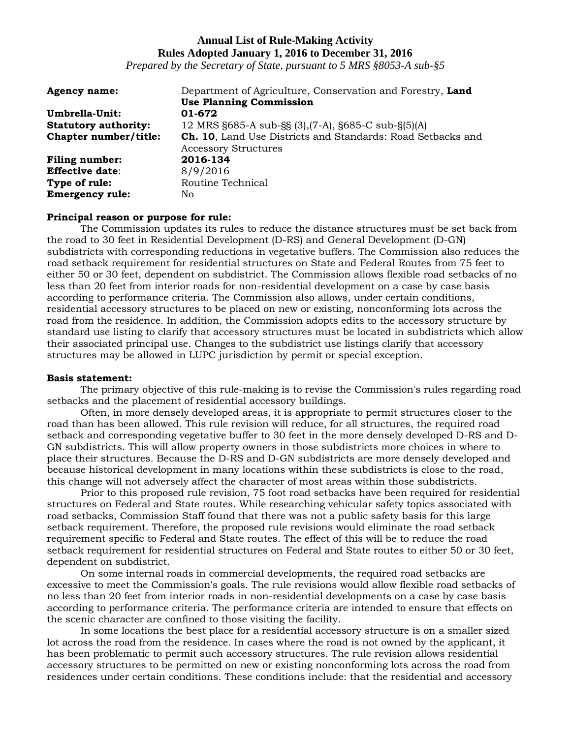**Annual List of Rule-Making Activity**
**Rules Adopted January 1, 2016 to December 31, 2016**
*Prepared by the Secretary of State, pursuant to 5 MRS §8053-A sub-§5*

**Agency name:** Department of Agriculture, Conservation and Forestry, **Land Use Planning Commission**
**Umbrella-Unit:** **01-672**
**Statutory authority:** 12 MRS §685-A sub-§§ (3),(7-A), §685-C sub-§(5)(A)
**Chapter number/title:** **Ch. 10**, Land Use Districts and Standards: Road Setbacks and Accessory Structures
**Filing number:** **2016-134**
**Effective date**: 8/9/2016
**Type of rule:** Routine Technical
**Emergency rule:** No

**Principal reason or purpose for rule:**

The Commission updates its rules to reduce the distance structures must be set back from the road to 30 feet in Residential Development (D-RS) and General Development (D-GN) subdistricts with corresponding reductions in vegetative buffers. The Commission also reduces the road setback requirement for residential structures on State and Federal Routes from 75 feet to either 50 or 30 feet, dependent on subdistrict. The Commission allows flexible road setbacks of no less than 20 feet from interior roads for non-residential development on a case by case basis according to performance criteria. The Commission also allows, under certain conditions, residential accessory structures to be placed on new or existing, nonconforming lots across the road from the residence. In addition, the Commission adopts edits to the accessory structure by standard use listing to clarify that accessory structures must be located in subdistricts which allow their associated principal use. Changes to the subdistrict use listings clarify that accessory structures may be allowed in LUPC jurisdiction by permit or special exception.

**Basis statement:**

The primary objective of this rule-making is to revise the Commission's rules regarding road setbacks and the placement of residential accessory buildings.

Often, in more densely developed areas, it is appropriate to permit structures closer to the road than has been allowed. This rule revision will reduce, for all structures, the required road setback and corresponding vegetative buffer to 30 feet in the more densely developed D-RS and D-GN subdistricts. This will allow property owners in those subdistricts more choices in where to place their structures. Because the D-RS and D-GN subdistricts are more densely developed and because historical development in many locations within these subdistricts is close to the road, this change will not adversely affect the character of most areas within those subdistricts.

Prior to this proposed rule revision, 75 foot road setbacks have been required for residential structures on Federal and State routes. While researching vehicular safety topics associated with road setbacks, Commission Staff found that there was not a public safety basis for this large setback requirement. Therefore, the proposed rule revisions would eliminate the road setback requirement specific to Federal and State routes. The effect of this will be to reduce the road setback requirement for residential structures on Federal and State routes to either 50 or 30 feet, dependent on subdistrict.

On some internal roads in commercial developments, the required road setbacks are excessive to meet the Commission's goals. The rule revisions would allow flexible road setbacks of no less than 20 feet from interior roads in non-residential developments on a case by case basis according to performance criteria. The performance criteria are intended to ensure that effects on the scenic character are confined to those visiting the facility.

In some locations the best place for a residential accessory structure is on a smaller sized lot across the road from the residence. In cases where the road is not owned by the applicant, it has been problematic to permit such accessory structures. The rule revision allows residential accessory structures to be permitted on new or existing nonconforming lots across the road from residences under certain conditions. These conditions include: that the residential and accessory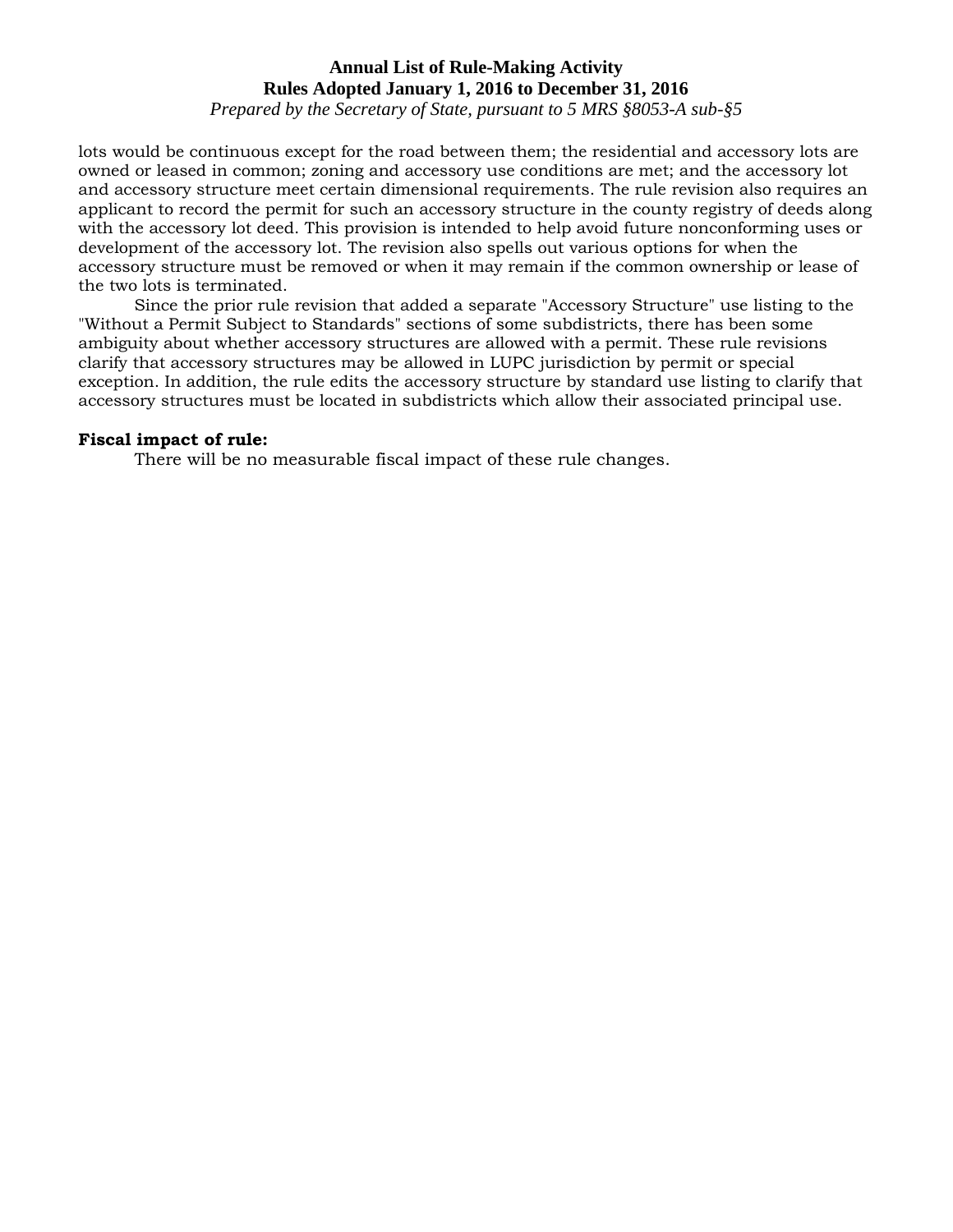lots would be continuous except for the road between them; the residential and accessory lots are owned or leased in common; zoning and accessory use conditions are met; and the accessory lot and accessory structure meet certain dimensional requirements. The rule revision also requires an applicant to record the permit for such an accessory structure in the county registry of deeds along with the accessory lot deed. This provision is intended to help avoid future nonconforming uses or development of the accessory lot. The revision also spells out various options for when the accessory structure must be removed or when it may remain if the common ownership or lease of the two lots is terminated.

Since the prior rule revision that added a separate "Accessory Structure" use listing to the "Without a Permit Subject to Standards" sections of some subdistricts, there has been some ambiguity about whether accessory structures are allowed with a permit. These rule revisions clarify that accessory structures may be allowed in LUPC jurisdiction by permit or special exception. In addition, the rule edits the accessory structure by standard use listing to clarify that accessory structures must be located in subdistricts which allow their associated principal use.

**Fiscal impact of rule:**

There will be no measurable fiscal impact of these rule changes.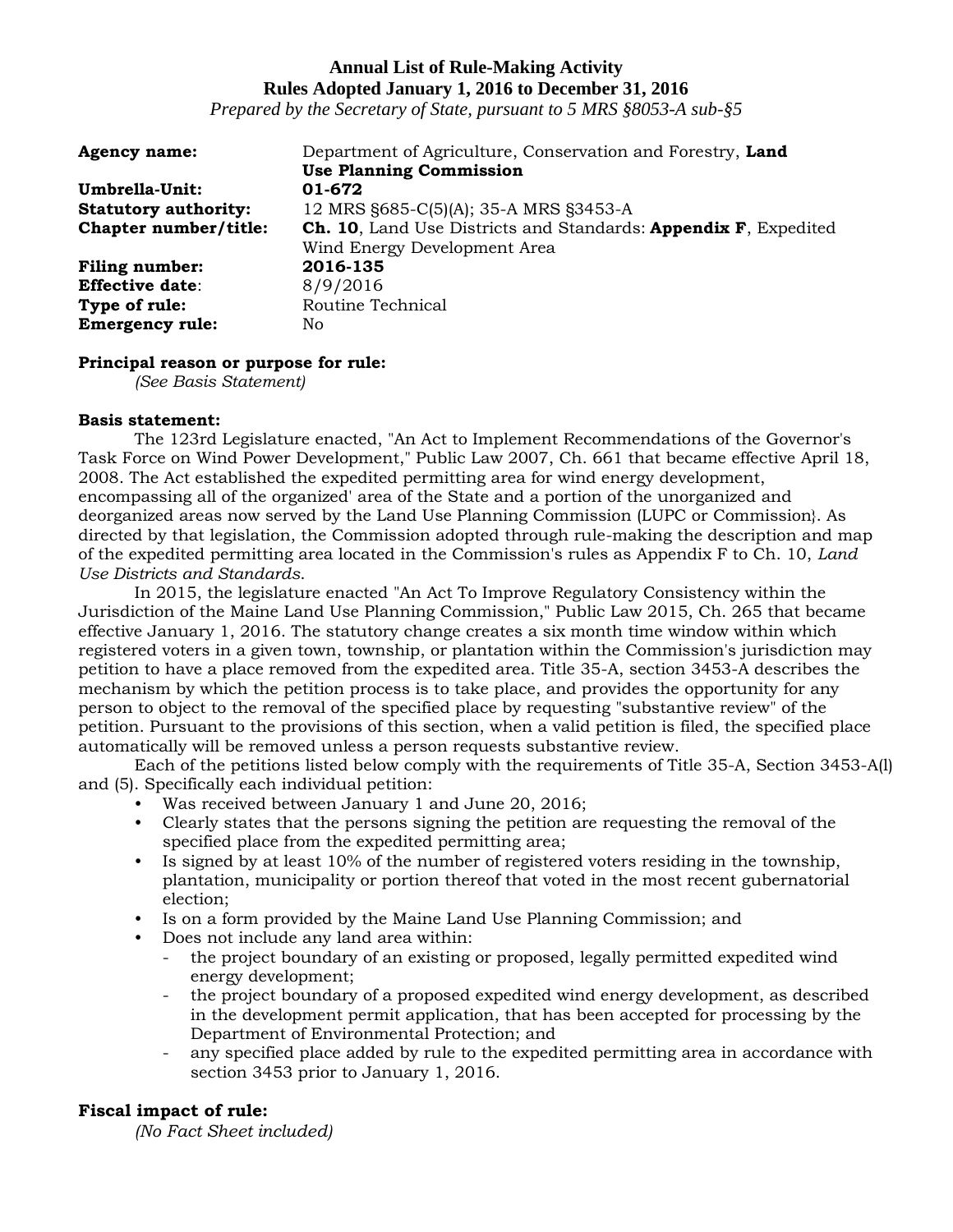**Annual List of Rule-Making Activity**
**Rules Adopted January 1, 2016 to December 31, 2016**
*Prepared by the Secretary of State, pursuant to 5 MRS §8053-A sub-§5*

**Agency name:** Department of Agriculture, Conservation and Forestry, **Land Use Planning Commission**
**Umbrella-Unit:** **01-672**
**Statutory authority:** 12 MRS §685-C(5)(A); 35-A MRS §3453-A
**Chapter number/title:** **Ch. 10**, Land Use Districts and Standards: **Appendix F**, Expedited Wind Energy Development Area
**Filing number:** **2016-135**
**Effective date**: 8/9/2016
**Type of rule:** Routine Technical
**Emergency rule:** No

**Principal reason or purpose for rule:**
*(See Basis Statement)*

**Basis statement:**
The 123rd Legislature enacted, "An Act to Implement Recommendations of the Governor's Task Force on Wind Power Development," Public Law 2007, Ch. 661 that became effective April 18, 2008. The Act established the expedited permitting area for wind energy development, encompassing all of the organized' area of the State and a portion of the unorganized and deorganized areas now served by the Land Use Planning Commission (LUPC or Commission}. As directed by that legislation, the Commission adopted through rule-making the description and map of the expedited permitting area located in the Commission's rules as Appendix F to Ch. 10, *Land Use Districts and Standards*.

In 2015, the legislature enacted "An Act To Improve Regulatory Consistency within the Jurisdiction of the Maine Land Use Planning Commission," Public Law 2015, Ch. 265 that became effective January 1, 2016. The statutory change creates a six month time window within which registered voters in a given town, township, or plantation within the Commission's jurisdiction may petition to have a place removed from the expedited area. Title 35-A, section 3453-A describes the mechanism by which the petition process is to take place, and provides the opportunity for any person to object to the removal of the specified place by requesting "substantive review" of the petition. Pursuant to the provisions of this section, when a valid petition is filed, the specified place automatically will be removed unless a person requests substantive review.

Each of the petitions listed below comply with the requirements of Title 35-A, Section 3453-A(l) and (5). Specifically each individual petition:

- Was received between January 1 and June 20, 2016;
- Clearly states that the persons signing the petition are requesting the removal of the specified place from the expedited permitting area;
- Is signed by at least 10% of the number of registered voters residing in the township, plantation, municipality or portion thereof that voted in the most recent gubernatorial election;
- Is on a form provided by the Maine Land Use Planning Commission; and
- Does not include any land area within:
  - the project boundary of an existing or proposed, legally permitted expedited wind energy development;
  - the project boundary of a proposed expedited wind energy development, as described in the development permit application, that has been accepted for processing by the Department of Environmental Protection; and
  - any specified place added by rule to the expedited permitting area in accordance with section 3453 prior to January 1, 2016.

**Fiscal impact of rule:**
*(No Fact Sheet included)*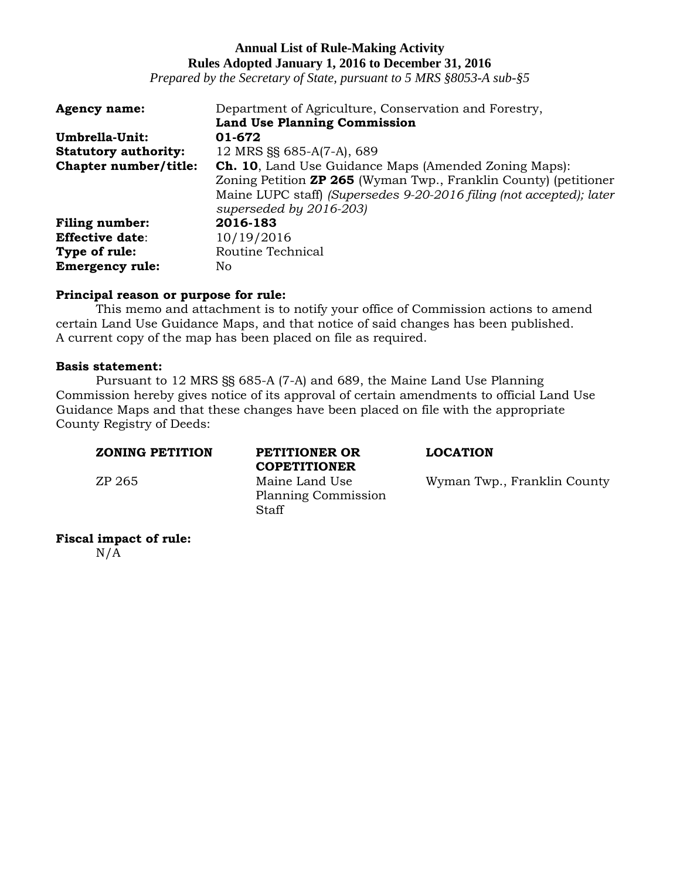**Annual List of Rule-Making Activity**
**Rules Adopted January 1, 2016 to December 31, 2016**
*Prepared by the Secretary of State, pursuant to 5 MRS §8053-A sub-§5*

| | |
|---|---|
| **Agency name:** | Department of Agriculture, Conservation and Forestry, **Land Use Planning Commission** |
| **Umbrella-Unit:** | **01-672** |
| **Statutory authority:** | 12 MRS §§ 685-A(7-A), 689 |
| **Chapter number/title:** | **Ch. 10**, Land Use Guidance Maps (Amended Zoning Maps): Zoning Petition **ZP 265** (Wyman Twp., Franklin County) (petitioner Maine LUPC staff) *(Supersedes 9-20-2016 filing (not accepted); later superseded by 2016-203)* |
| **Filing number:** | **2016-183** |
| **Effective date**: | 10/19/2016 |
| **Type of rule:** | Routine Technical |
| **Emergency rule:** | No |

**Principal reason or purpose for rule:**

This memo and attachment is to notify your office of Commission actions to amend certain Land Use Guidance Maps, and that notice of said changes has been published. A current copy of the map has been placed on file as required.

**Basis statement:**

Pursuant to 12 MRS §§ 685-A (7-A) and 689, the Maine Land Use Planning Commission hereby gives notice of its approval of certain amendments to official Land Use Guidance Maps and that these changes have been placed on file with the appropriate County Registry of Deeds:

| ZONING PETITION | PETITIONER OR COPETITIONER | LOCATION |
|---|---|---|
| ZP 265 | Maine Land Use Planning Commission Staff | Wyman Twp., Franklin County |

**Fiscal impact of rule:**

N/A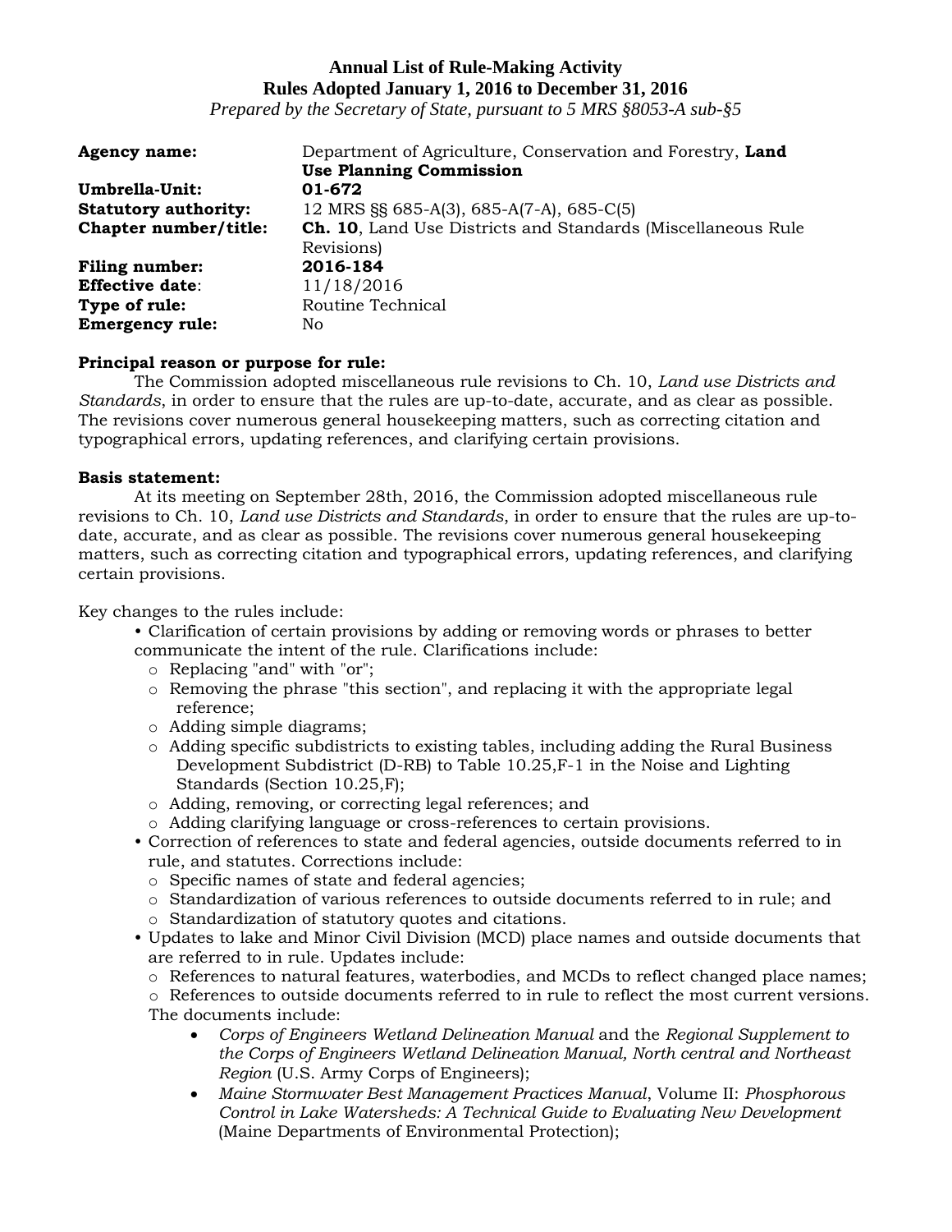**Annual List of Rule-Making Activity**
**Rules Adopted January 1, 2016 to December 31, 2016**
*Prepared by the Secretary of State, pursuant to 5 MRS §8053-A sub-§5*

| | |
|---|---|
| **Agency name:** | Department of Agriculture, Conservation and Forestry, **Land Use Planning Commission** |
| **Umbrella-Unit:** | **01-672** |
| **Statutory authority:** | 12 MRS §§ 685-A(3), 685-A(7-A), 685-C(5) |
| **Chapter number/title:** | **Ch. 10**, Land Use Districts and Standards (Miscellaneous Rule Revisions) |
| **Filing number:** | **2016-184** |
| **Effective date**: | 11/18/2016 |
| **Type of rule:** | Routine Technical |
| **Emergency rule:** | No |

**Principal reason or purpose for rule:**

The Commission adopted miscellaneous rule revisions to Ch. 10, *Land use Districts and Standards*, in order to ensure that the rules are up-to-date, accurate, and as clear as possible. The revisions cover numerous general housekeeping matters, such as correcting citation and typographical errors, updating references, and clarifying certain provisions.

**Basis statement:**

At its meeting on September 28th, 2016, the Commission adopted miscellaneous rule revisions to Ch. 10, *Land use Districts and Standards*, in order to ensure that the rules are up-to-date, accurate, and as clear as possible. The revisions cover numerous general housekeeping matters, such as correcting citation and typographical errors, updating references, and clarifying certain provisions.

Key changes to the rules include:

- Clarification of certain provisions by adding or removing words or phrases to better communicate the intent of the rule. Clarifications include:
  - Replacing "and" with "or";
  - Removing the phrase "this section", and replacing it with the appropriate legal reference;
  - Adding simple diagrams;
  - Adding specific subdistricts to existing tables, including adding the Rural Business Development Subdistrict (D-RB) to Table 10.25,F-1 in the Noise and Lighting Standards (Section 10.25,F);
  - Adding, removing, or correcting legal references; and
  - Adding clarifying language or cross-references to certain provisions.
- Correction of references to state and federal agencies, outside documents referred to in rule, and statutes. Corrections include:
  - Specific names of state and federal agencies;
  - Standardization of various references to outside documents referred to in rule; and
  - Standardization of statutory quotes and citations.
- Updates to lake and Minor Civil Division (MCD) place names and outside documents that are referred to in rule. Updates include:
  - References to natural features, waterbodies, and MCDs to reflect changed place names;
  - References to outside documents referred to in rule to reflect the most current versions. The documents include:
    - *Corps of Engineers Wetland Delineation Manual* and the *Regional Supplement to the Corps of Engineers Wetland Delineation Manual, North central and Northeast Region* (U.S. Army Corps of Engineers);
    - *Maine Stormwater Best Management Practices Manual*, Volume II: *Phosphorous Control in Lake Watersheds: A Technical Guide to Evaluating New Development* (Maine Departments of Environmental Protection);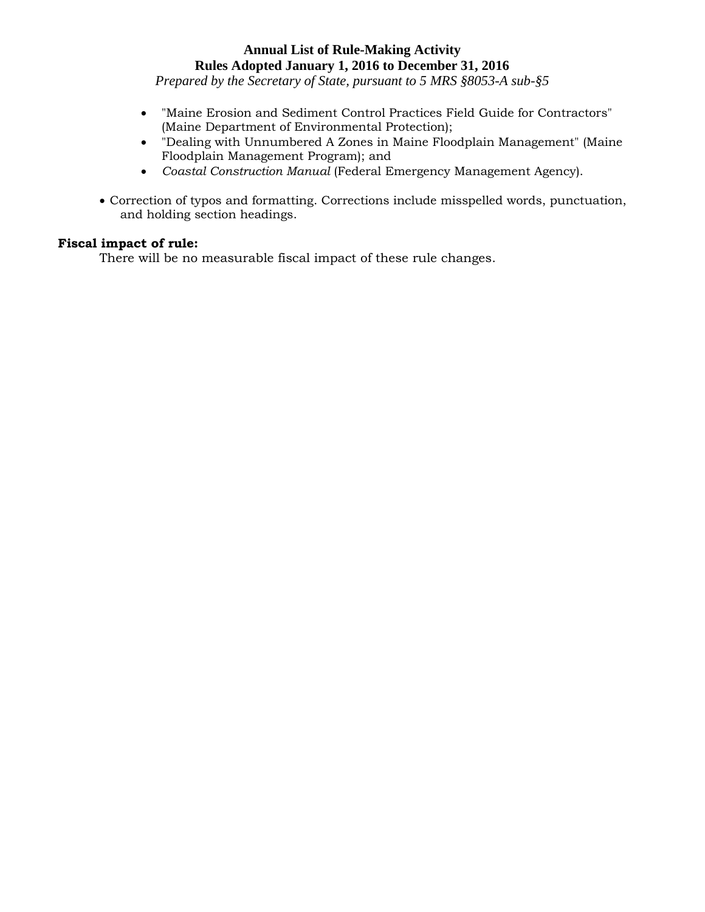- "Maine Erosion and Sediment Control Practices Field Guide for Contractors" (Maine Department of Environmental Protection);
- "Dealing with Unnumbered A Zones in Maine Floodplain Management" (Maine Floodplain Management Program); and
- *Coastal Construction Manual* (Federal Emergency Management Agency).

- Correction of typos and formatting. Corrections include misspelled words, punctuation, and holding section headings.

**Fiscal impact of rule:**

There will be no measurable fiscal impact of these rule changes.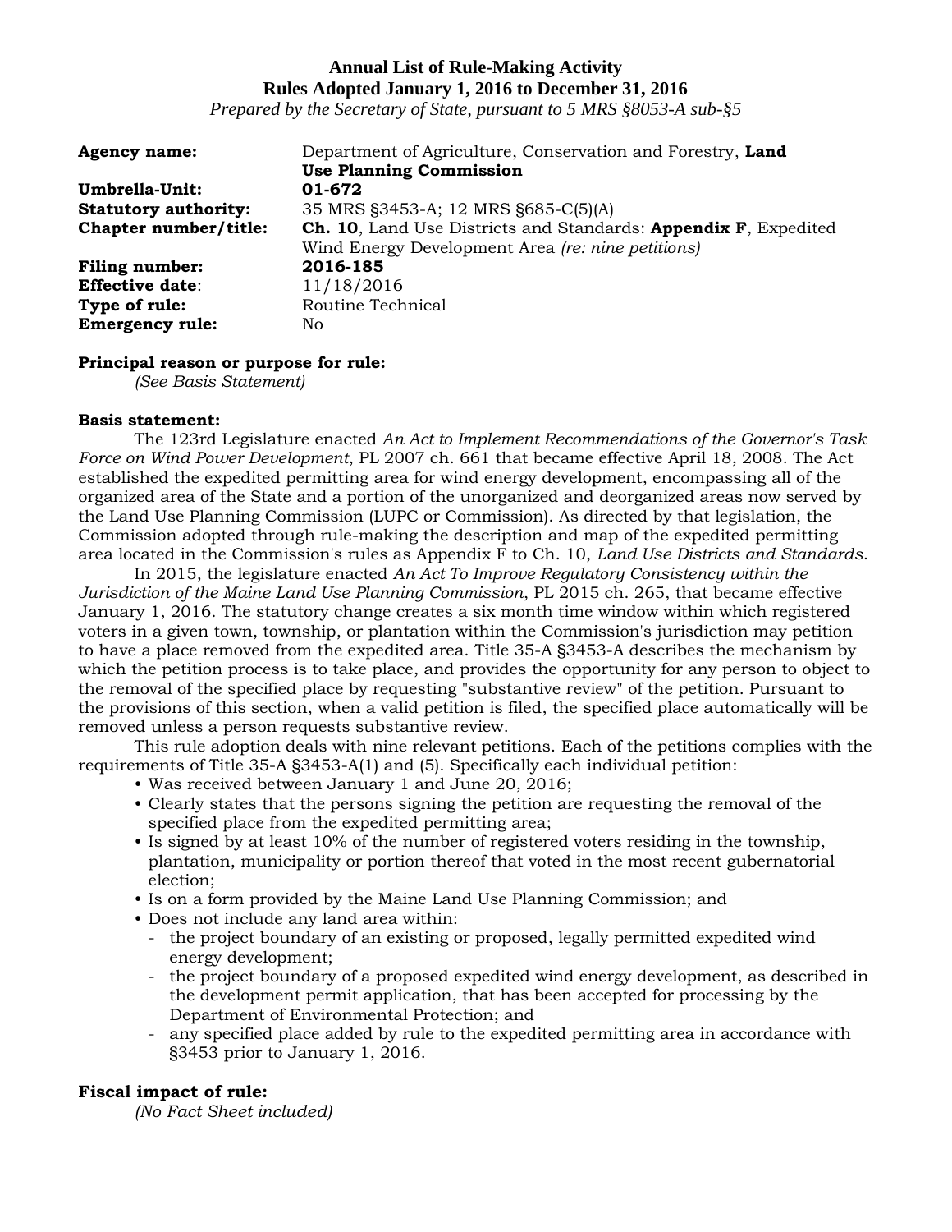**Annual List of Rule-Making Activity**
**Rules Adopted January 1, 2016 to December 31, 2016**
*Prepared by the Secretary of State, pursuant to 5 MRS §8053-A sub-§5*

**Agency name:** Department of Agriculture, Conservation and Forestry, **Land Use Planning Commission**
**Umbrella-Unit:** **01-672**
**Statutory authority:** 35 MRS §3453-A; 12 MRS §685-C(5)(A)
**Chapter number/title:** **Ch. 10**, Land Use Districts and Standards: **Appendix F**, Expedited Wind Energy Development Area *(re: nine petitions)*
**Filing number:** **2016-185**
**Effective date**: 11/18/2016
**Type of rule:** Routine Technical
**Emergency rule:** No

**Principal reason or purpose for rule:**
*(See Basis Statement)*

**Basis statement:**
The 123rd Legislature enacted *An Act to Implement Recommendations of the Governor's Task Force on Wind Power Development*, PL 2007 ch. 661 that became effective April 18, 2008. The Act established the expedited permitting area for wind energy development, encompassing all of the organized area of the State and a portion of the unorganized and deorganized areas now served by the Land Use Planning Commission (LUPC or Commission). As directed by that legislation, the Commission adopted through rule-making the description and map of the expedited permitting area located in the Commission's rules as Appendix F to Ch. 10, *Land Use Districts and Standards*.

In 2015, the legislature enacted *An Act To Improve Regulatory Consistency within the Jurisdiction of the Maine Land Use Planning Commission*, PL 2015 ch. 265, that became effective January 1, 2016. The statutory change creates a six month time window within which registered voters in a given town, township, or plantation within the Commission's jurisdiction may petition to have a place removed from the expedited area. Title 35-A §3453-A describes the mechanism by which the petition process is to take place, and provides the opportunity for any person to object to the removal of the specified place by requesting "substantive review" of the petition. Pursuant to the provisions of this section, when a valid petition is filed, the specified place automatically will be removed unless a person requests substantive review.

This rule adoption deals with nine relevant petitions. Each of the petitions complies with the requirements of Title 35-A §3453-A(1) and (5). Specifically each individual petition:

- Was received between January 1 and June 20, 2016;
- Clearly states that the persons signing the petition are requesting the removal of the specified place from the expedited permitting area;
- Is signed by at least 10% of the number of registered voters residing in the township, plantation, municipality or portion thereof that voted in the most recent gubernatorial election;
- Is on a form provided by the Maine Land Use Planning Commission; and
- Does not include any land area within:
  - the project boundary of an existing or proposed, legally permitted expedited wind energy development;
  - the project boundary of a proposed expedited wind energy development, as described in the development permit application, that has been accepted for processing by the Department of Environmental Protection; and
  - any specified place added by rule to the expedited permitting area in accordance with §3453 prior to January 1, 2016.

**Fiscal impact of rule:**
*(No Fact Sheet included)*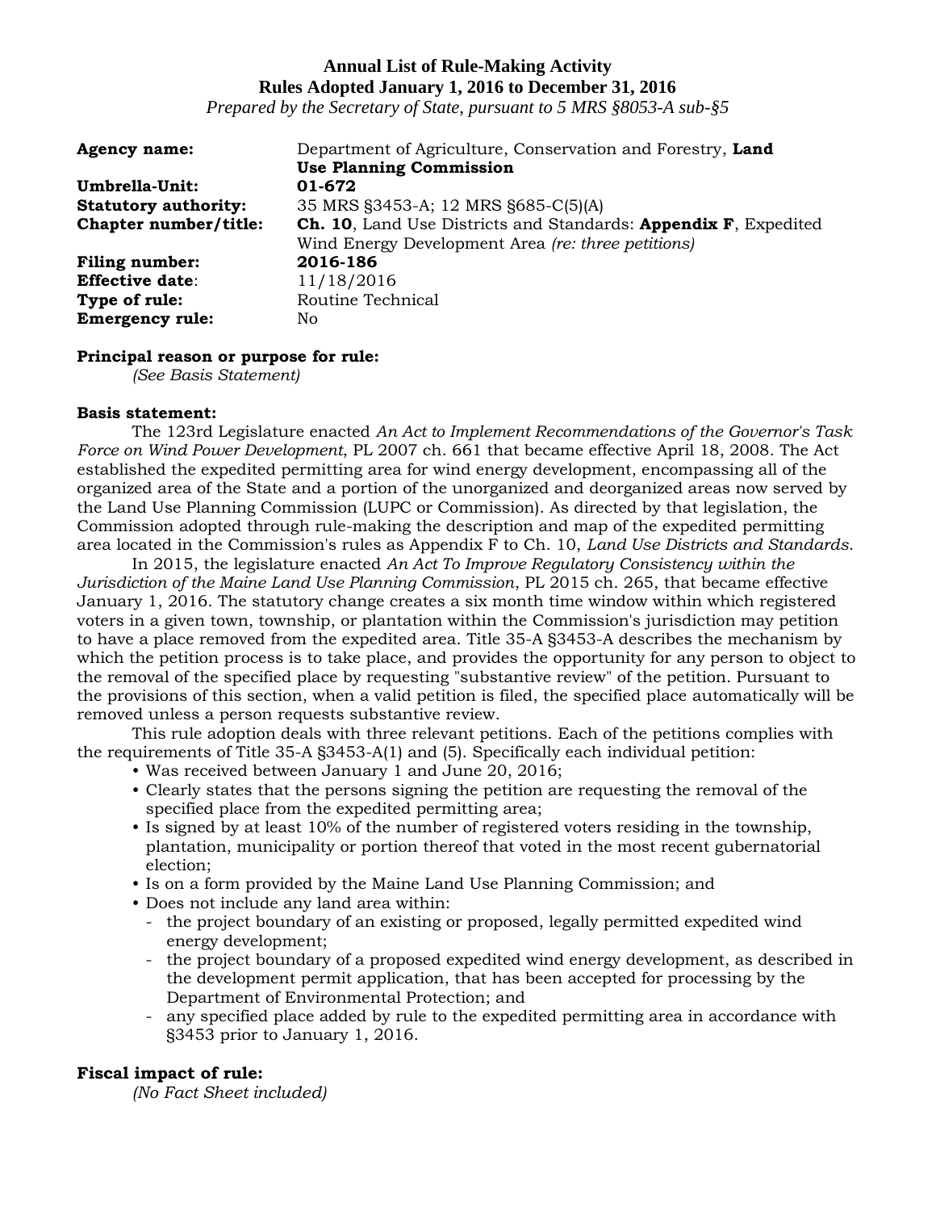**Annual List of Rule-Making Activity**
**Rules Adopted January 1, 2016 to December 31, 2016**
*Prepared by the Secretary of State, pursuant to 5 MRS §8053-A sub-§5*

| | |
|---|---|
| **Agency name:** | Department of Agriculture, Conservation and Forestry, **Land Use Planning Commission** |
| **Umbrella-Unit:** | **01-672** |
| **Statutory authority:** | 35 MRS §3453-A; 12 MRS §685-C(5)(A) |
| **Chapter number/title:** | **Ch. 10**, Land Use Districts and Standards: **Appendix F**, Expedited Wind Energy Development Area *(re: three petitions)* |
| **Filing number:** | **2016-186** |
| **Effective date**: | 11/18/2016 |
| **Type of rule:** | Routine Technical |
| **Emergency rule:** | No |

**Principal reason or purpose for rule:**
*(See Basis Statement)*

**Basis statement:**

The 123rd Legislature enacted *An Act to Implement Recommendations of the Governor's Task Force on Wind Power Development*, PL 2007 ch. 661 that became effective April 18, 2008. The Act established the expedited permitting area for wind energy development, encompassing all of the organized area of the State and a portion of the unorganized and deorganized areas now served by the Land Use Planning Commission (LUPC or Commission). As directed by that legislation, the Commission adopted through rule-making the description and map of the expedited permitting area located in the Commission's rules as Appendix F to Ch. 10, *Land Use Districts and Standards*.

In 2015, the legislature enacted *An Act To Improve Regulatory Consistency within the Jurisdiction of the Maine Land Use Planning Commission*, PL 2015 ch. 265, that became effective January 1, 2016. The statutory change creates a six month time window within which registered voters in a given town, township, or plantation within the Commission's jurisdiction may petition to have a place removed from the expedited area. Title 35-A §3453-A describes the mechanism by which the petition process is to take place, and provides the opportunity for any person to object to the removal of the specified place by requesting "substantive review" of the petition. Pursuant to the provisions of this section, when a valid petition is filed, the specified place automatically will be removed unless a person requests substantive review.

This rule adoption deals with three relevant petitions. Each of the petitions complies with the requirements of Title 35-A §3453-A(1) and (5). Specifically each individual petition:

- Was received between January 1 and June 20, 2016;
- Clearly states that the persons signing the petition are requesting the removal of the specified place from the expedited permitting area;
- Is signed by at least 10% of the number of registered voters residing in the township, plantation, municipality or portion thereof that voted in the most recent gubernatorial election;
- Is on a form provided by the Maine Land Use Planning Commission; and
- Does not include any land area within:
  - the project boundary of an existing or proposed, legally permitted expedited wind energy development;
  - the project boundary of a proposed expedited wind energy development, as described in the development permit application, that has been accepted for processing by the Department of Environmental Protection; and
  - any specified place added by rule to the expedited permitting area in accordance with §3453 prior to January 1, 2016.

**Fiscal impact of rule:**
*(No Fact Sheet included)*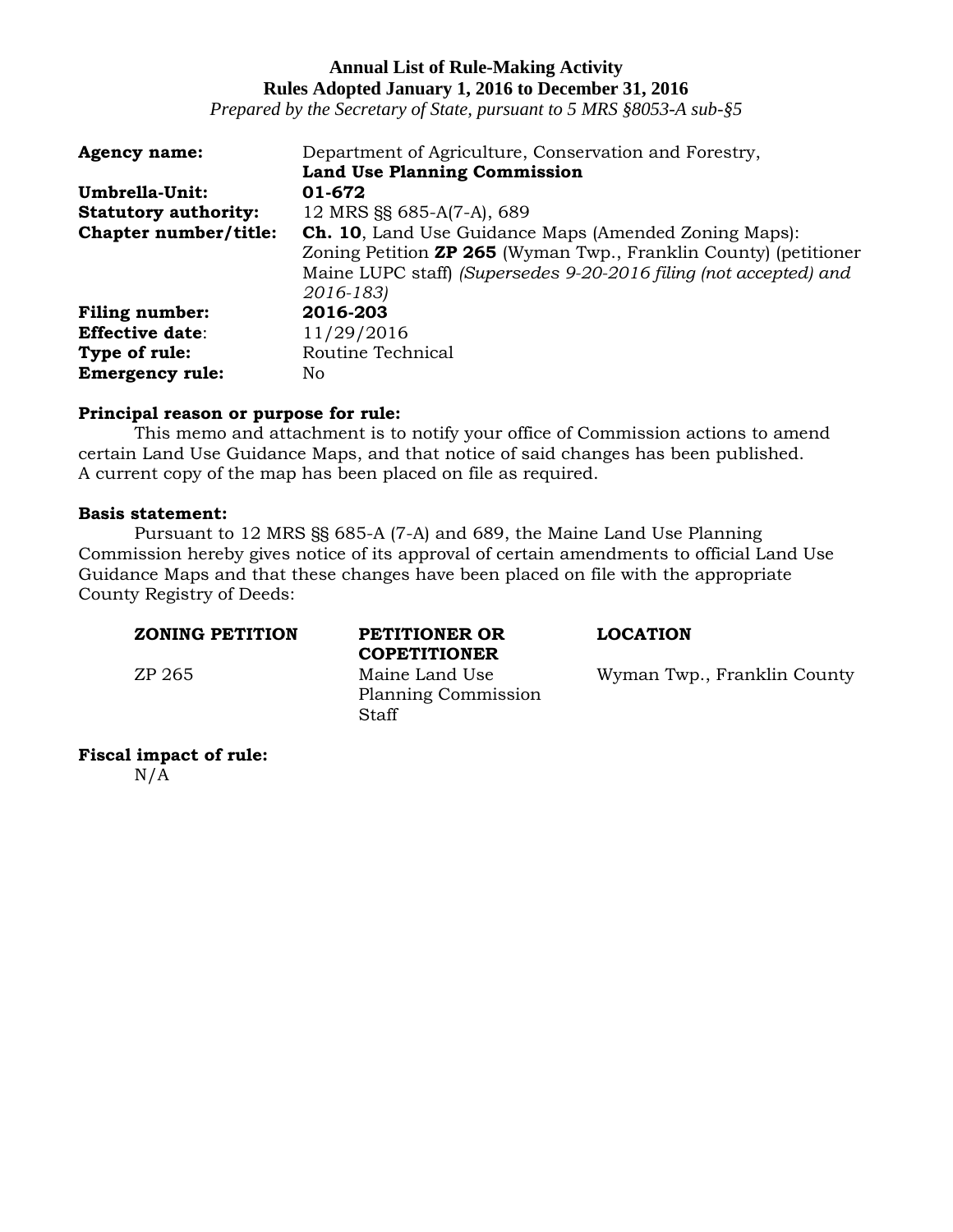**Annual List of Rule-Making Activity**
**Rules Adopted January 1, 2016 to December 31, 2016**
*Prepared by the Secretary of State, pursuant to 5 MRS §8053-A sub-§5*

| | |
|---|---|
| **Agency name:** | Department of Agriculture, Conservation and Forestry, **Land Use Planning Commission** |
| **Umbrella-Unit:** | **01-672** |
| **Statutory authority:** | 12 MRS §§ 685-A(7-A), 689 |
| **Chapter number/title:** | **Ch. 10**, Land Use Guidance Maps (Amended Zoning Maps): Zoning Petition **ZP 265** (Wyman Twp., Franklin County) (petitioner Maine LUPC staff) *(Supersedes 9-20-2016 filing (not accepted) and 2016-183)* |
| **Filing number:** | **2016-203** |
| **Effective date**: | 11/29/2016 |
| **Type of rule:** | Routine Technical |
| **Emergency rule:** | No |

**Principal reason or purpose for rule:**

This memo and attachment is to notify your office of Commission actions to amend certain Land Use Guidance Maps, and that notice of said changes has been published. A current copy of the map has been placed on file as required.

**Basis statement:**

Pursuant to 12 MRS §§ 685-A (7-A) and 689, the Maine Land Use Planning Commission hereby gives notice of its approval of certain amendments to official Land Use Guidance Maps and that these changes have been placed on file with the appropriate County Registry of Deeds:

| ZONING PETITION | PETITIONER OR COPETITIONER | LOCATION |
|---|---|---|
| ZP 265 | Maine Land Use Planning Commission Staff | Wyman Twp., Franklin County |

**Fiscal impact of rule:**

N/A